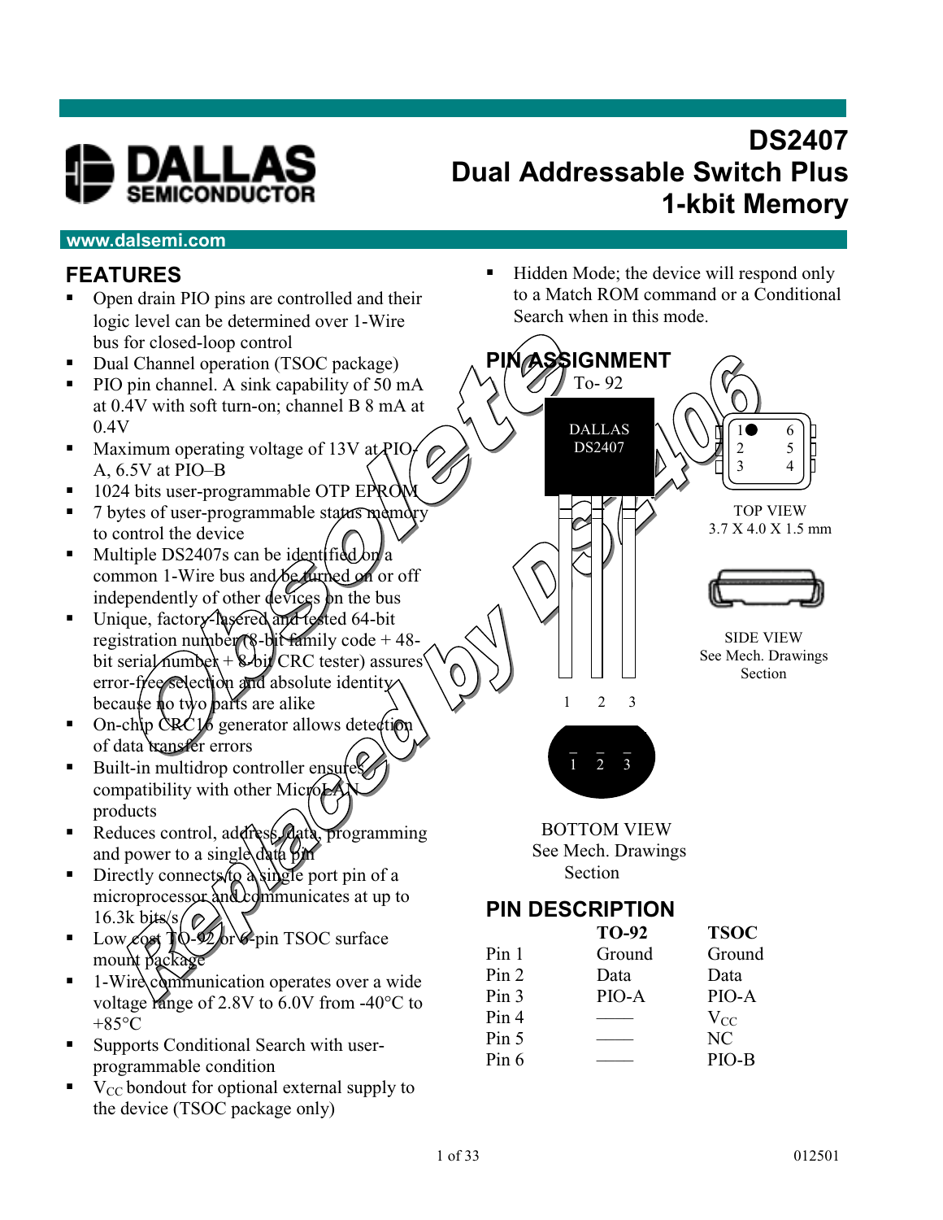# DS2407 Dual Addressable Switch Plus 1-kbit Memory

DALLAS SEMICONDUCTOR

www.dalsemi.com

Obsolete — Replaced by DS2406

## FEATURES

- Open drain PIO pins are controlled and their logic level can be determined over 1-Wire bus for closed-loop control
- Dual Channel operation (TSOC package)
- PIO pin channel. A sink capability of 50 mA at 0.4V with soft turn-on; channel B 8 mA at 0.4V
- Maximum operating voltage of 13V at PIO-A, 6.5V at PIO–B
- 1024 bits user-programmable OTP EPROM
- 7 bytes of user-programmable status memory to control the device
- Multiple DS2407s can be identified on a common 1-Wire bus and be turned on or off independently of other devices on the bus
- Unique, factory-lasered and tested 64-bit registration number (8-bit family code + 48-bit serial number + 8-bit CRC tester) assures error-free selection and absolute identity because no two parts are alike
- On-chip CRC16 generator allows detection of data transfer errors
- Built-in multidrop controller ensures compatibility with other MicroLAN products
- Reduces control, address, data, programming and power to a single data pin
- Directly connects to a single port pin of a microprocessor and communicates at up to 16.3k bits/s
- Low cost TO-92 or 6-pin TSOC surface mount package
- 1-Wire communication operates over a wide voltage range of 2.8V to 6.0V from -40°C to +85°C
- Supports Conditional Search with user-programmable condition
- $V_{CC}$ bondout for optional external supply to the device (TSOC package only)
- Hidden Mode; the device will respond only to a Match ROM command or a Conditional Search when in this mode.

## PIN ASSIGNMENT

To- 92

DALLAS
DS2407

1 2 3

BOTTOM VIEW
See Mech. Drawings Section

1 6
2 5
3 4

TOP VIEW
3.7 X 4.0 X 1.5 mm

SIDE VIEW
See Mech. Drawings Section

## PIN DESCRIPTION

| | TO-92 | TSOC |
|---|---|---|
| Pin 1 | Ground | Ground |
| Pin 2 | Data | Data |
| Pin 3 | PIO-A | PIO-A |
| Pin 4 | —— | $V_{CC}$ |
| Pin 5 | —— | NC |
| Pin 6 | —— | PIO-B |

012501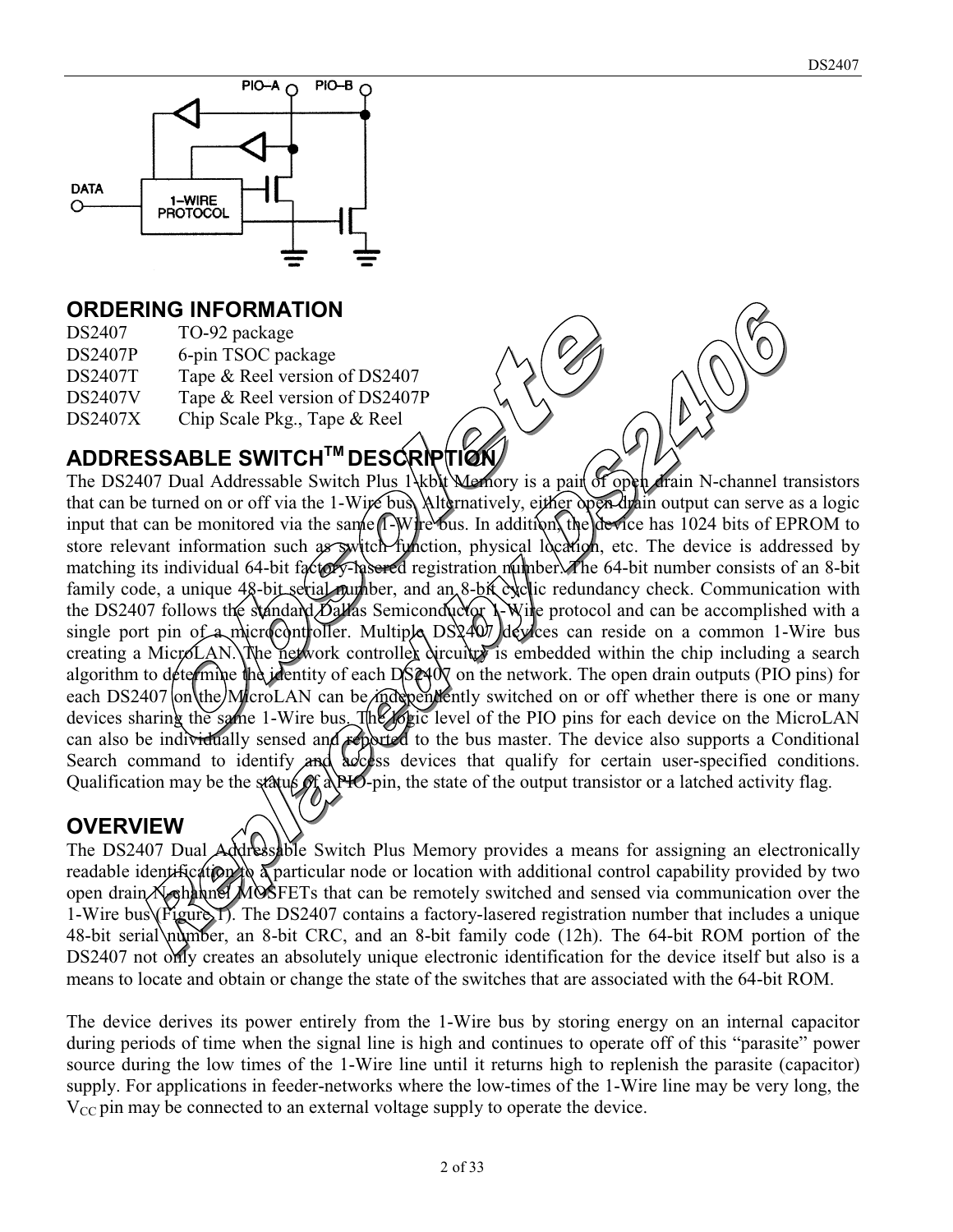PIO–A PIO–B

DATA

1–WIRE PROTOCOL

## ORDERING INFORMATION

| | |
|---|---|
| DS2407 | TO-92 package |
| DS2407P | 6-pin TSOC package |
| DS2407T | Tape & Reel version of DS2407 |
| DS2407V | Tape & Reel version of DS2407P |
| DS2407X | Chip Scale Pkg., Tape & Reel |

## ADDRESSABLE SWITCH™ DESCRIPTION

The DS2407 Dual Addressable Switch Plus 1-kbit Memory is a pair of open drain N-channel transistors that can be turned on or off via the 1-Wire bus. Alternatively, either open-drain output can serve as a logic input that can be monitored via the same 1-Wire bus. In addition, the device has 1024 bits of EPROM to store relevant information such as switch function, physical location, etc. The device is addressed by matching its individual 64-bit factory-lasered registration number. The 64-bit number consists of an 8-bit family code, a unique 48-bit serial number, and an 8-bit cyclic redundancy check. Communication with the DS2407 follows the standard Dallas Semiconductor 1-Wire protocol and can be accomplished with a single port pin of a microcontroller. Multiple DS2407 devices can reside on a common 1-Wire bus creating a MicroLAN. The network controller circuitry is embedded within the chip including a search algorithm to determine the identity of each DS2407 on the network. The open drain outputs (PIO pins) for each DS2407 on the MicroLAN can be independently switched on or off whether there is one or many devices sharing the same 1-Wire bus. The logic level of the PIO pins for each device on the MicroLAN can also be individually sensed and reported to the bus master. The device also supports a Conditional Search command to identify and access devices that qualify for certain user-specified conditions. Qualification may be the status of a PIO-pin, the state of the output transistor or a latched activity flag.

## OVERVIEW

The DS2407 Dual Addressable Switch Plus Memory provides a means for assigning an electronically readable identification to a particular node or location with additional control capability provided by two open drain N-channel MOSFETs that can be remotely switched and sensed via communication over the 1-Wire bus (Figure 1). The DS2407 contains a factory-lasered registration number that includes a unique 48-bit serial number, an 8-bit CRC, and an 8-bit family code (12h). The 64-bit ROM portion of the DS2407 not only creates an absolutely unique electronic identification for the device itself but also is a means to locate and obtain or change the state of the switches that are associated with the 64-bit ROM.

The device derives its power entirely from the 1-Wire bus by storing energy on an internal capacitor during periods of time when the signal line is high and continues to operate off of this "parasite" power source during the low times of the 1-Wire line until it returns high to replenish the parasite (capacitor) supply. For applications in feeder-networks where the low-times of the 1-Wire line may be very long, the $V_{CC}$ pin may be connected to an external voltage supply to operate the device.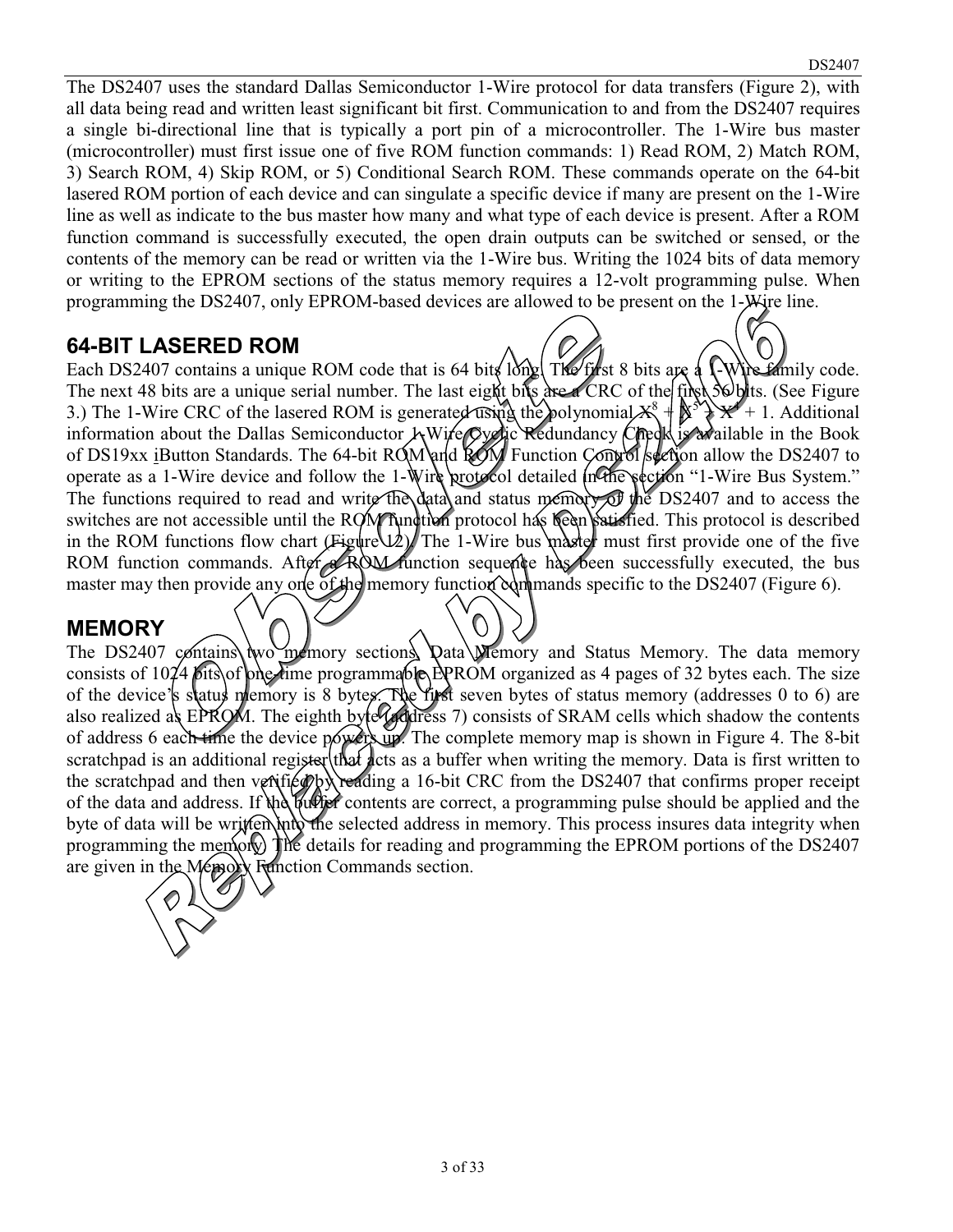The DS2407 uses the standard Dallas Semiconductor 1-Wire protocol for data transfers (Figure 2), with all data being read and written least significant bit first. Communication to and from the DS2407 requires a single bi-directional line that is typically a port pin of a microcontroller. The 1-Wire bus master (microcontroller) must first issue one of five ROM function commands: 1) Read ROM, 2) Match ROM, 3) Search ROM, 4) Skip ROM, or 5) Conditional Search ROM. These commands operate on the 64-bit lasered ROM portion of each device and can singulate a specific device if many are present on the 1-Wire line as well as indicate to the bus master how many and what type of each device is present. After a ROM function command is successfully executed, the open drain outputs can be switched or sensed, or the contents of the memory can be read or written via the 1-Wire bus. Writing the 1024 bits of data memory or writing to the EPROM sections of the status memory requires a 12-volt programming pulse. When programming the DS2407, only EPROM-based devices are allowed to be present on the 1-Wire line.

## 64-BIT LASERED ROM

Each DS2407 contains a unique ROM code that is 64 bits long. The first 8 bits are a 1-Wire family code. The next 48 bits are a unique serial number. The last eight bits are a CRC of the first 56 bits. (See Figure 3.) The 1-Wire CRC of the lasered ROM is generated using the polynomial $X^8 + X^5 + X^4 + 1$. Additional information about the Dallas Semiconductor 1-Wire Cyclic Redundancy Check is available in the Book of DS19xx iButton Standards. The 64-bit ROM and ROM Function Control section allow the DS2407 to operate as a 1-Wire device and follow the 1-Wire protocol detailed in the section "1-Wire Bus System." The functions required to read and write the data and status memory of the DS2407 and to access the switches are not accessible until the ROM function protocol has been satisfied. This protocol is described in the ROM functions flow chart (Figure 12). The 1-Wire bus master must first provide one of the five ROM function commands. After a ROM function sequence has been successfully executed, the bus master may then provide any one of the memory function commands specific to the DS2407 (Figure 6).

## MEMORY

The DS2407 contains two memory sections, Data Memory and Status Memory. The data memory consists of 1024 bits of one-time programmable EPROM organized as 4 pages of 32 bytes each. The size of the device's status memory is 8 bytes. The first seven bytes of status memory (addresses 0 to 6) are also realized as EPROM. The eighth byte (address 7) consists of SRAM cells which shadow the contents of address 6 each time the device powers up. The complete memory map is shown in Figure 4. The 8-bit scratchpad is an additional register that acts as a buffer when writing the memory. Data is first written to the scratchpad and then verified by reading a 16-bit CRC from the DS2407 that confirms proper receipt of the data and address. If the buffer contents are correct, a programming pulse should be applied and the byte of data will be written into the selected address in memory. This process insures data integrity when programming the memory. The details for reading and programming the EPROM portions of the DS2407 are given in the Memory Function Commands section.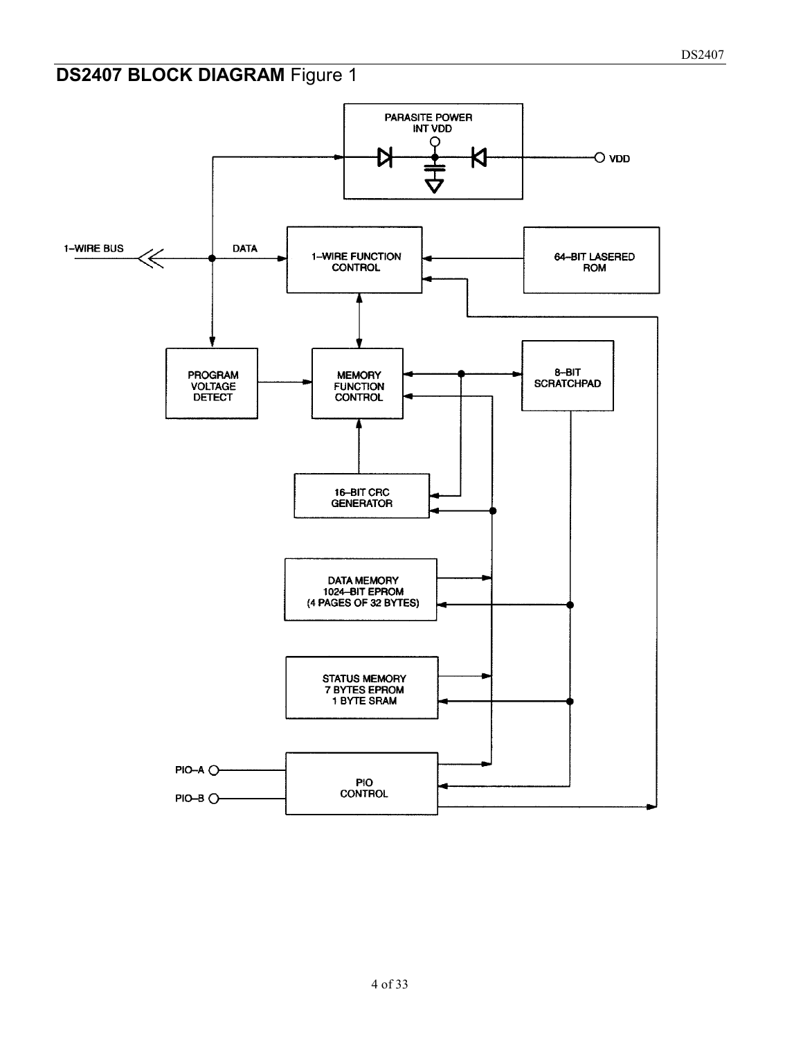## DS2407 BLOCK DIAGRAM Figure 1

PARASITE POWER
INT VDD

VDD

1–WIRE BUS

DATA

1–WIRE FUNCTION CONTROL

64–BIT LASERED ROM

PROGRAM VOLTAGE DETECT

MEMORY FUNCTION CONTROL

8–BIT SCRATCHPAD

16–BIT CRC GENERATOR

DATA MEMORY
1024–BIT EPROM
(4 PAGES OF 32 BYTES)

STATUS MEMORY
7 BYTES EPROM
1 BYTE SRAM

PIO–A

PIO–B

PIO CONTROL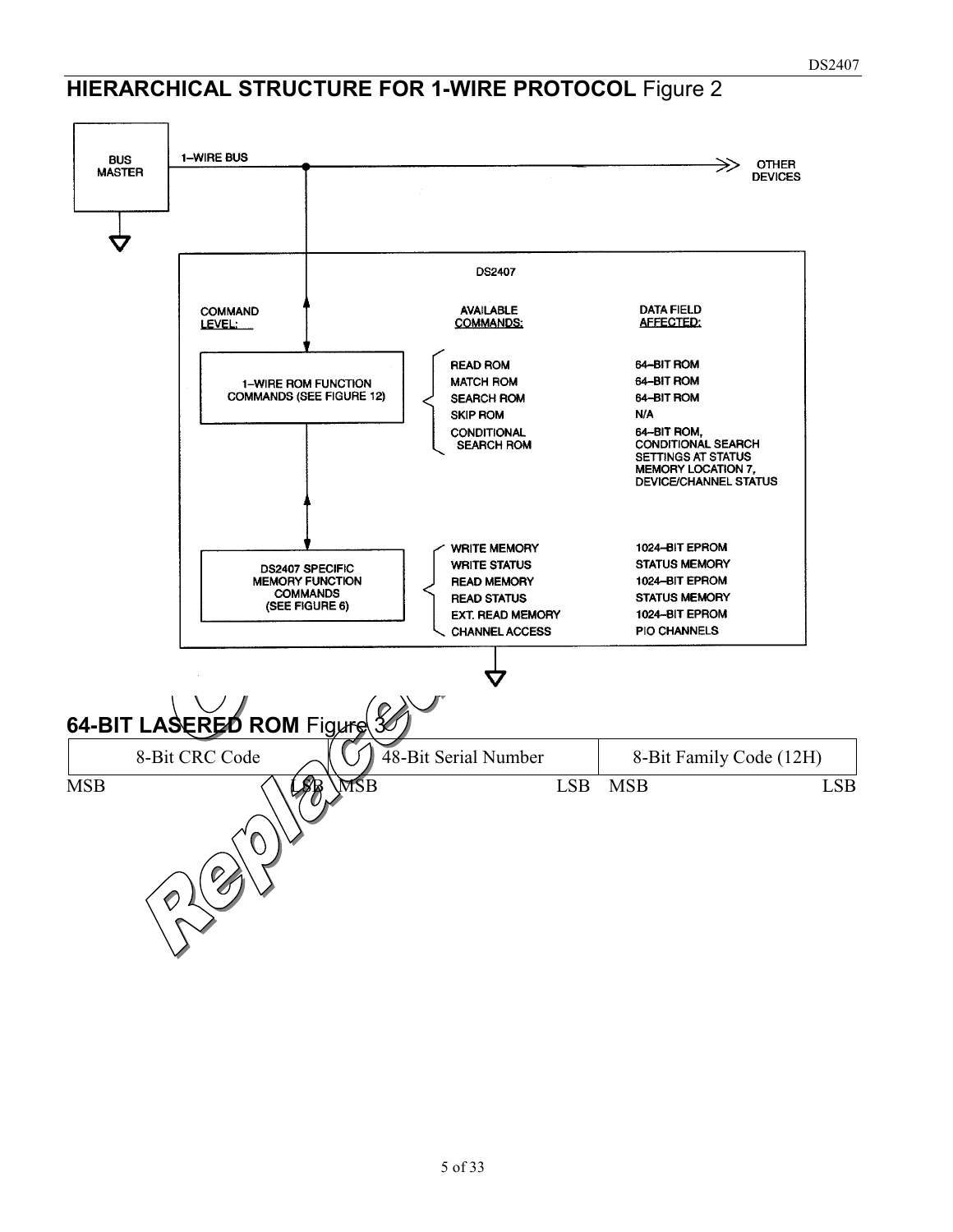## HIERARCHICAL STRUCTURE FOR 1-WIRE PROTOCOL Figure 2

BUS MASTER

1–WIRE BUS

OTHER DEVICES

DS2407

COMMAND LEVEL:

AVAILABLE COMMANDS:

DATA FIELD AFFECTED:

1–WIRE ROM FUNCTION COMMANDS (SEE FIGURE 12)

READ ROM — 64–BIT ROM

MATCH ROM — 64–BIT ROM

SEARCH ROM — 64–BIT ROM

SKIP ROM — N/A

CONDITIONAL SEARCH ROM — 64–BIT ROM, CONDITIONAL SEARCH SETTINGS AT STATUS MEMORY LOCATION 7, DEVICE/CHANNEL STATUS

DS2407 SPECIFIC MEMORY FUNCTION COMMANDS (SEE FIGURE 6)

WRITE MEMORY — 1024–BIT EPROM

WRITE STATUS — STATUS MEMORY

READ MEMORY — 1024–BIT EPROM

READ STATUS — STATUS MEMORY

EXT. READ MEMORY — 1024–BIT EPROM

CHANNEL ACCESS — PIO CHANNELS

## 64-BIT LASERED ROM Figure 3

| 8-Bit CRC Code | | 48-Bit Serial Number | | 8-Bit Family Code (12H) | |
|---|---|---|---|---|---|
| MSB | LSB | MSB | LSB | MSB | LSB |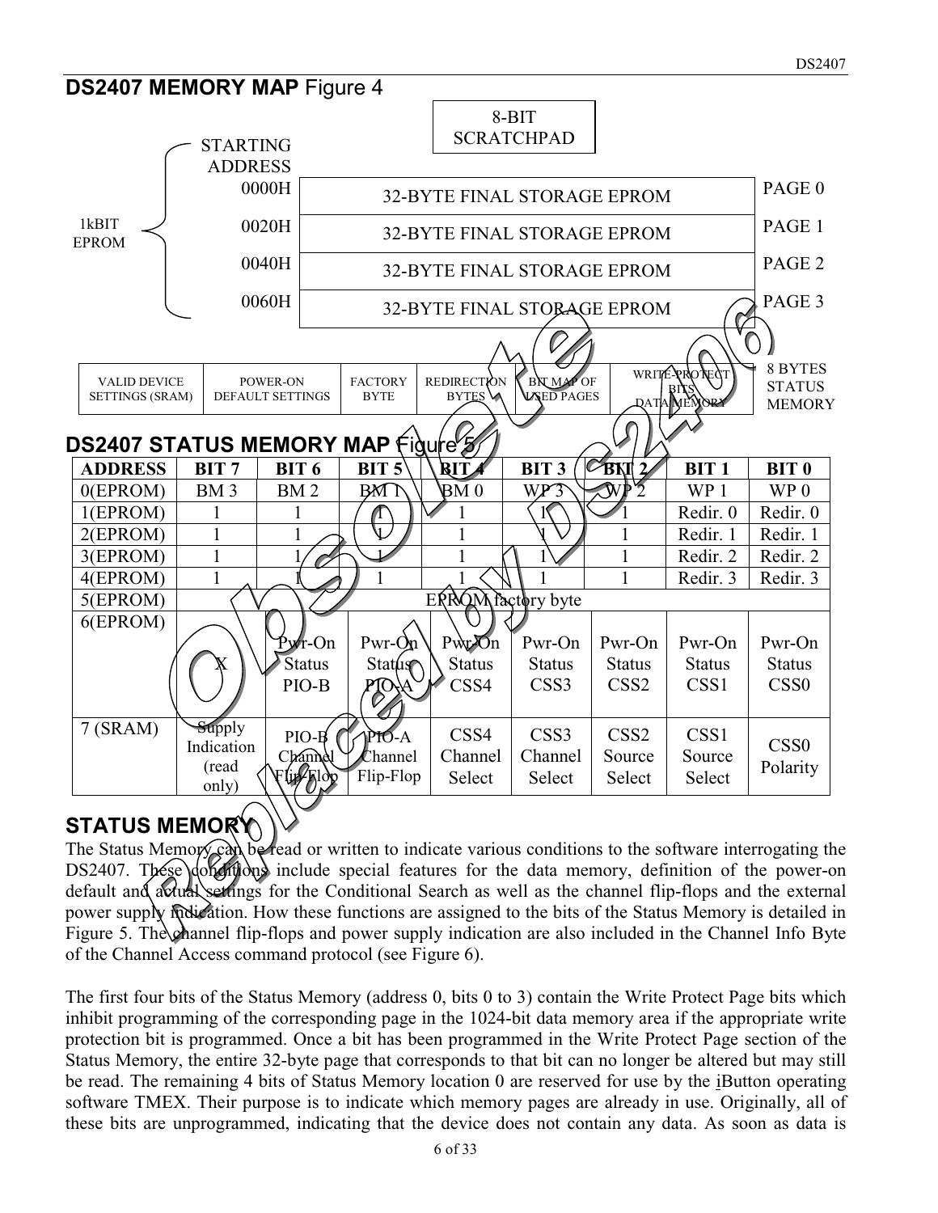## DS2407 MEMORY MAP Figure 4

8-BIT SCRATCHPAD

1kBIT EPROM

| STARTING ADDRESS | | |
|---|---|---|
| 0000H | 32-BYTE FINAL STORAGE EPROM | PAGE 0 |
| 0020H | 32-BYTE FINAL STORAGE EPROM | PAGE 1 |
| 0040H | 32-BYTE FINAL STORAGE EPROM | PAGE 2 |
| 0060H | 32-BYTE FINAL STORAGE EPROM | PAGE 3 |

| VALID DEVICE SETTINGS (SRAM) | POWER-ON DEFAULT SETTINGS | FACTORY BYTE | REDIRECTION BYTES | BIT MAP OF USED PAGES | WRITE-PROTECT BITS DATA MEMORY | 8 BYTES STATUS MEMORY |
|---|---|---|---|---|---|---|

## DS2407 STATUS MEMORY MAP Figure 5

| ADDRESS | BIT 7 | BIT 6 | BIT 5 | BIT 4 | BIT 3 | BIT 2 | BIT 1 | BIT 0 |
|---|---|---|---|---|---|---|---|---|
| 0(EPROM) | BM 3 | BM 2 | BM 1 | BM 0 | WP 3 | WP 2 | WP 1 | WP 0 |
| 1(EPROM) | 1 | 1 | 1 | 1 | 1 | 1 | Redir. 0 | Redir. 0 |
| 2(EPROM) | 1 | 1 | 1 | 1 | 1 | 1 | Redir. 1 | Redir. 1 |
| 3(EPROM) | 1 | 1 | 1 | 1 | 1 | 1 | Redir. 2 | Redir. 2 |
| 4(EPROM) | 1 | 1 | 1 | 1 | 1 | 1 | Redir. 3 | Redir. 3 |
| 5(EPROM) | EPROM factory byte | | | | | | | |
| 6(EPROM) | X | Pwr-On Status PIO-B | Pwr-On Status PIO-A | Pwr-On Status CSS4 | Pwr-On Status CSS3 | Pwr-On Status CSS2 | Pwr-On Status CSS1 | Pwr-On Status CSS0 |
| 7 (SRAM) | Supply Indication (read only) | PIO-B Channel Flip-Flop | PIO-A Channel Flip-Flop | CSS4 Channel Select | CSS3 Channel Select | CSS2 Source Select | CSS1 Source Select | CSS0 Polarity |

## STATUS MEMORY

The Status Memory can be read or written to indicate various conditions to the software interrogating the DS2407. These conditions include special features for the data memory, definition of the power-on default and actual settings for the Conditional Search as well as the channel flip-flops and the external power supply indication. How these functions are assigned to the bits of the Status Memory is detailed in Figure 5. The channel flip-flops and power supply indication are also included in the Channel Info Byte of the Channel Access command protocol (see Figure 6).

The first four bits of the Status Memory (address 0, bits 0 to 3) contain the Write Protect Page bits which inhibit programming of the corresponding page in the 1024-bit data memory area if the appropriate write protection bit is programmed. Once a bit has been programmed in the Write Protect Page section of the Status Memory, the entire 32-byte page that corresponds to that bit can no longer be altered but may still be read. The remaining 4 bits of Status Memory location 0 are reserved for use by the iButton operating software TMEX. Their purpose is to indicate which memory pages are already in use. Originally, all of these bits are unprogrammed, indicating that the device does not contain any data. As soon as data is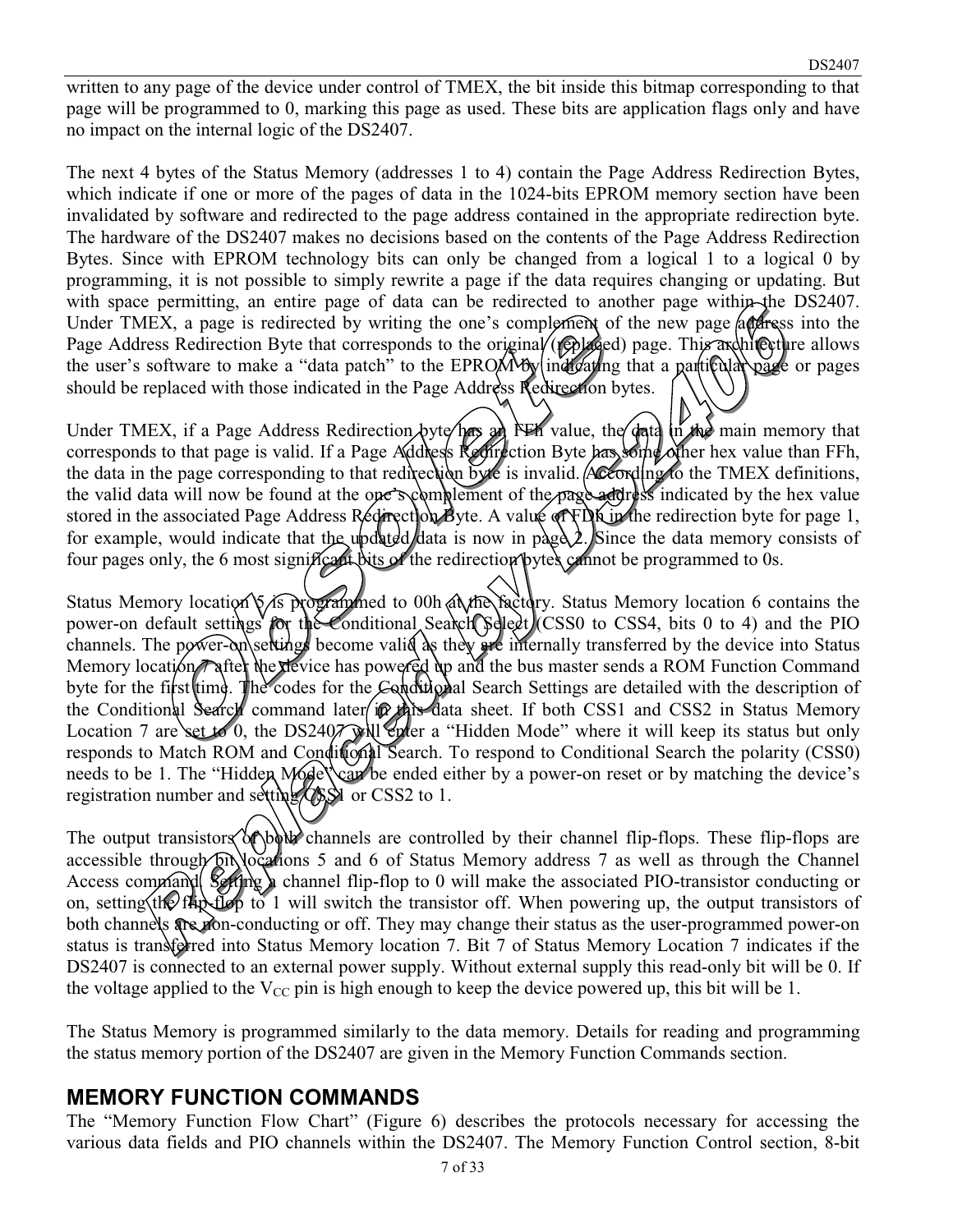written to any page of the device under control of TMEX, the bit inside this bitmap corresponding to that page will be programmed to 0, marking this page as used. These bits are application flags only and have no impact on the internal logic of the DS2407.

The next 4 bytes of the Status Memory (addresses 1 to 4) contain the Page Address Redirection Bytes, which indicate if one or more of the pages of data in the 1024-bits EPROM memory section have been invalidated by software and redirected to the page address contained in the appropriate redirection byte. The hardware of the DS2407 makes no decisions based on the contents of the Page Address Redirection Bytes. Since with EPROM technology bits can only be changed from a logical 1 to a logical 0 by programming, it is not possible to simply rewrite a page if the data requires changing or updating. But with space permitting, an entire page of data can be redirected to another page within the DS2407. Under TMEX, a page is redirected by writing the one's complement of the new page address into the Page Address Redirection Byte that corresponds to the original (replaced) page. This architecture allows the user's software to make a "data patch" to the EPROM by indicating that a particular page or pages should be replaced with those indicated in the Page Address Redirection bytes.

Under TMEX, if a Page Address Redirection byte has an FFh value, the data in the main memory that corresponds to that page is valid. If a Page Address Redirection Byte has some other hex value than FFh, the data in the page corresponding to that redirection byte is invalid. According to the TMEX definitions, the valid data will now be found at the one's complement of the page address indicated by the hex value stored in the associated Page Address Redirection Byte. A value of FDh in the redirection byte for page 1, for example, would indicate that the updated data is now in page 2. Since the data memory consists of four pages only, the 6 most significant bits of the redirection bytes cannot be programmed to 0s.

Status Memory location 5 is programmed to 00h at the factory. Status Memory location 6 contains the power-on default settings for the Conditional Search Select (CSS0 to CSS4, bits 0 to 4) and the PIO channels. The power-on settings become valid as they are internally transferred by the device into Status Memory location 7 after the device has powered up and the bus master sends a ROM Function Command byte for the first time. The codes for the Conditional Search Settings are detailed with the description of the Conditional Search command later in this data sheet. If both CSS1 and CSS2 in Status Memory Location 7 are set to 0, the DS2407 will enter a "Hidden Mode" where it will keep its status but only responds to Match ROM and Conditional Search. To respond to Conditional Search the polarity (CSS0) needs to be 1. The "Hidden Mode" can be ended either by a power-on reset or by matching the device's registration number and setting CSS1 or CSS2 to 1.

The output transistors of both channels are controlled by their channel flip-flops. These flip-flops are accessible through bit locations 5 and 6 of Status Memory address 7 as well as through the Channel Access command. Setting a channel flip-flop to 0 will make the associated PIO-transistor conducting or on, setting the flip-flop to 1 will switch the transistor off. When powering up, the output transistors of both channels are non-conducting or off. They may change their status as the user-programmed power-on status is transferred into Status Memory location 7. Bit 7 of Status Memory Location 7 indicates if the DS2407 is connected to an external power supply. Without external supply this read-only bit will be 0. If the voltage applied to the $V_{CC}$ pin is high enough to keep the device powered up, this bit will be 1.

The Status Memory is programmed similarly to the data memory. Details for reading and programming the status memory portion of the DS2407 are given in the Memory Function Commands section.

## MEMORY FUNCTION COMMANDS

The "Memory Function Flow Chart" (Figure 6) describes the protocols necessary for accessing the various data fields and PIO channels within the DS2407. The Memory Function Control section, 8-bit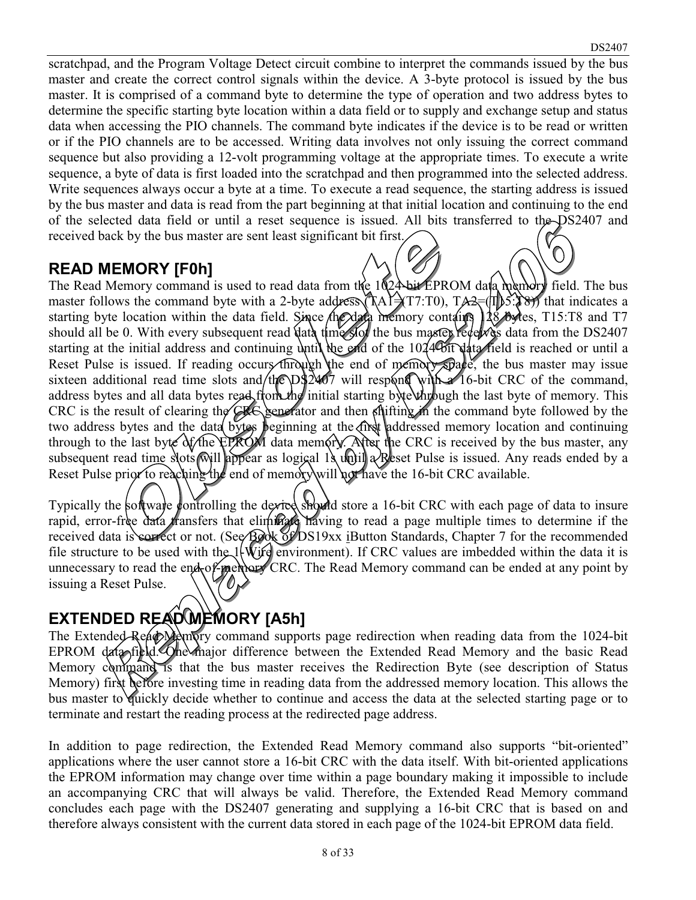scratchpad, and the Program Voltage Detect circuit combine to interpret the commands issued by the bus master and create the correct control signals within the device. A 3-byte protocol is issued by the bus master. It is comprised of a command byte to determine the type of operation and two address bytes to determine the specific starting byte location within a data field or to supply and exchange setup and status data when accessing the PIO channels. The command byte indicates if the device is to be read or written or if the PIO channels are to be accessed. Writing data involves not only issuing the correct command sequence but also providing a 12-volt programming voltage at the appropriate times. To execute a write sequence, a byte of data is first loaded into the scratchpad and then programmed into the selected address. Write sequences always occur a byte at a time. To execute a read sequence, the starting address is issued by the bus master and data is read from the part beginning at that initial location and continuing to the end of the selected data field or until a reset sequence is issued. All bits transferred to the DS2407 and received back by the bus master are sent least significant bit first.

## READ MEMORY [F0h]

The Read Memory command is used to read data from the 1024-bit EPROM data memory field. The bus master follows the command byte with a 2-byte address (TA1=(T7:T0), TA2=(T15:T8)) that indicates a starting byte location within the data field. Since the data memory contains 128 bytes, T15:T8 and T7 should all be 0. With every subsequent read data time slot the bus master receives data from the DS2407 starting at the initial address and continuing until the end of the 1024-bit data field is reached or until a Reset Pulse is issued. If reading occurs through the end of memory space, the bus master may issue sixteen additional read time slots and the DS2407 will respond with a 16-bit CRC of the command, address bytes and all data bytes read from the initial starting byte through the last byte of memory. This CRC is the result of clearing the CRC generator and then shifting in the command byte followed by the two address bytes and the data bytes beginning at the first addressed memory location and continuing through to the last byte of the EPROM data memory. After the CRC is received by the bus master, any subsequent read time slots will appear as logical 1s until a Reset Pulse is issued. Any reads ended by a Reset Pulse prior to reaching the end of memory will not have the 16-bit CRC available.

Typically the software controlling the device should store a 16-bit CRC with each page of data to insure rapid, error-free data transfers that eliminate having to read a page multiple times to determine if the received data is correct or not. (See Book of DS19xx iButton Standards, Chapter 7 for the recommended file structure to be used with the 1-Wire environment). If CRC values are imbedded within the data it is unnecessary to read the end-of-memory CRC. The Read Memory command can be ended at any point by issuing a Reset Pulse.

## EXTENDED READ MEMORY [A5h]

The Extended Read Memory command supports page redirection when reading data from the 1024-bit EPROM data field. One major difference between the Extended Read Memory and the basic Read Memory command is that the bus master receives the Redirection Byte (see description of Status Memory) first before investing time in reading data from the addressed memory location. This allows the bus master to quickly decide whether to continue and access the data at the selected starting page or to terminate and restart the reading process at the redirected page address.

In addition to page redirection, the Extended Read Memory command also supports "bit-oriented" applications where the user cannot store a 16-bit CRC with the data itself. With bit-oriented applications the EPROM information may change over time within a page boundary making it impossible to include an accompanying CRC that will always be valid. Therefore, the Extended Read Memory command concludes each page with the DS2407 generating and supplying a 16-bit CRC that is based on and therefore always consistent with the current data stored in each page of the 1024-bit EPROM data field.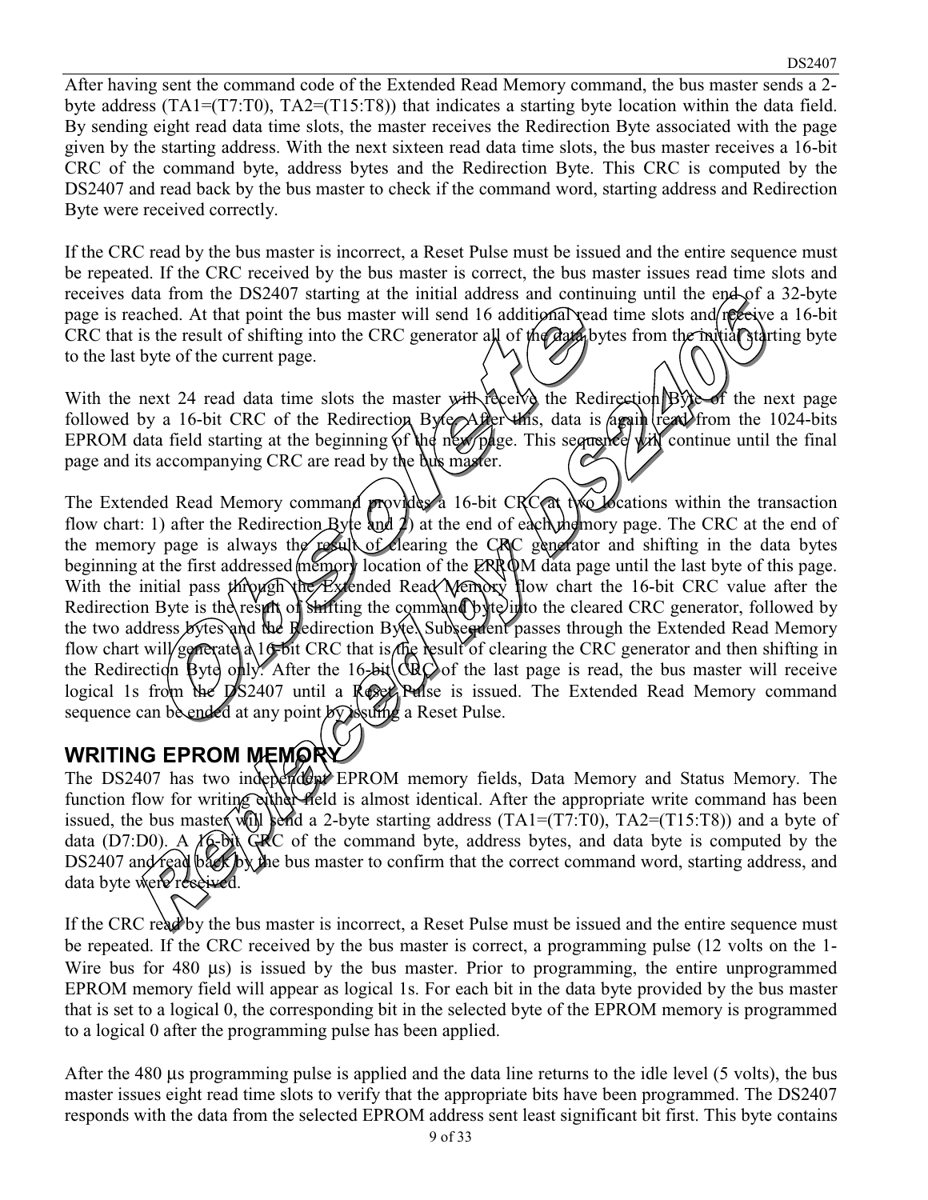After having sent the command code of the Extended Read Memory command, the bus master sends a 2-byte address (TA1=(T7:T0), TA2=(T15:T8)) that indicates a starting byte location within the data field. By sending eight read data time slots, the master receives the Redirection Byte associated with the page given by the starting address. With the next sixteen read data time slots, the bus master receives a 16-bit CRC of the command byte, address bytes and the Redirection Byte. This CRC is computed by the DS2407 and read back by the bus master to check if the command word, starting address and Redirection Byte were received correctly.

If the CRC read by the bus master is incorrect, a Reset Pulse must be issued and the entire sequence must be repeated. If the CRC received by the bus master is correct, the bus master issues read time slots and receives data from the DS2407 starting at the initial address and continuing until the end of a 32-byte page is reached. At that point the bus master will send 16 additional read time slots and receive a 16-bit CRC that is the result of shifting into the CRC generator all of the data bytes from the initial starting byte to the last byte of the current page.

With the next 24 read data time slots the master will receive the Redirection Byte of the next page followed by a 16-bit CRC of the Redirection Byte. After this, data is again read from the 1024-bits EPROM data field starting at the beginning of the new page. This sequence will continue until the final page and its accompanying CRC are read by the bus master.

The Extended Read Memory command provides a 16-bit CRC at two locations within the transaction flow chart: 1) after the Redirection Byte and 2) at the end of each memory page. The CRC at the end of the memory page is always the result of clearing the CRC generator and shifting in the data bytes beginning at the first addressed memory location of the EPROM data page until the last byte of this page. With the initial pass through the Extended Read Memory flow chart the 16-bit CRC value after the Redirection Byte is the result of shifting the command byte into the cleared CRC generator, followed by the two address bytes and the Redirection Byte. Subsequent passes through the Extended Read Memory flow chart will generate a 16-bit CRC that is the result of clearing the CRC generator and then shifting in the Redirection Byte only. After the 16-bit CRC of the last page is read, the bus master will receive logical 1s from the DS2407 until a Reset Pulse is issued. The Extended Read Memory command sequence can be ended at any point by issuing a Reset Pulse.

## WRITING EPROM MEMORY

The DS2407 has two independent EPROM memory fields, Data Memory and Status Memory. The function flow for writing either field is almost identical. After the appropriate write command has been issued, the bus master will send a 2-byte starting address (TA1=(T7:T0), TA2=(T15:T8)) and a byte of data (D7:D0). A 16-bit CRC of the command byte, address bytes, and data byte is computed by the DS2407 and read back by the bus master to confirm that the correct command word, starting address, and data byte were received.

If the CRC read by the bus master is incorrect, a Reset Pulse must be issued and the entire sequence must be repeated. If the CRC received by the bus master is correct, a programming pulse (12 volts on the 1-Wire bus for 480 µs) is issued by the bus master. Prior to programming, the entire unprogrammed EPROM memory field will appear as logical 1s. For each bit in the data byte provided by the bus master that is set to a logical 0, the corresponding bit in the selected byte of the EPROM memory is programmed to a logical 0 after the programming pulse has been applied.

After the 480 µs programming pulse is applied and the data line returns to the idle level (5 volts), the bus master issues eight read time slots to verify that the appropriate bits have been programmed. The DS2407 responds with the data from the selected EPROM address sent least significant bit first. This byte contains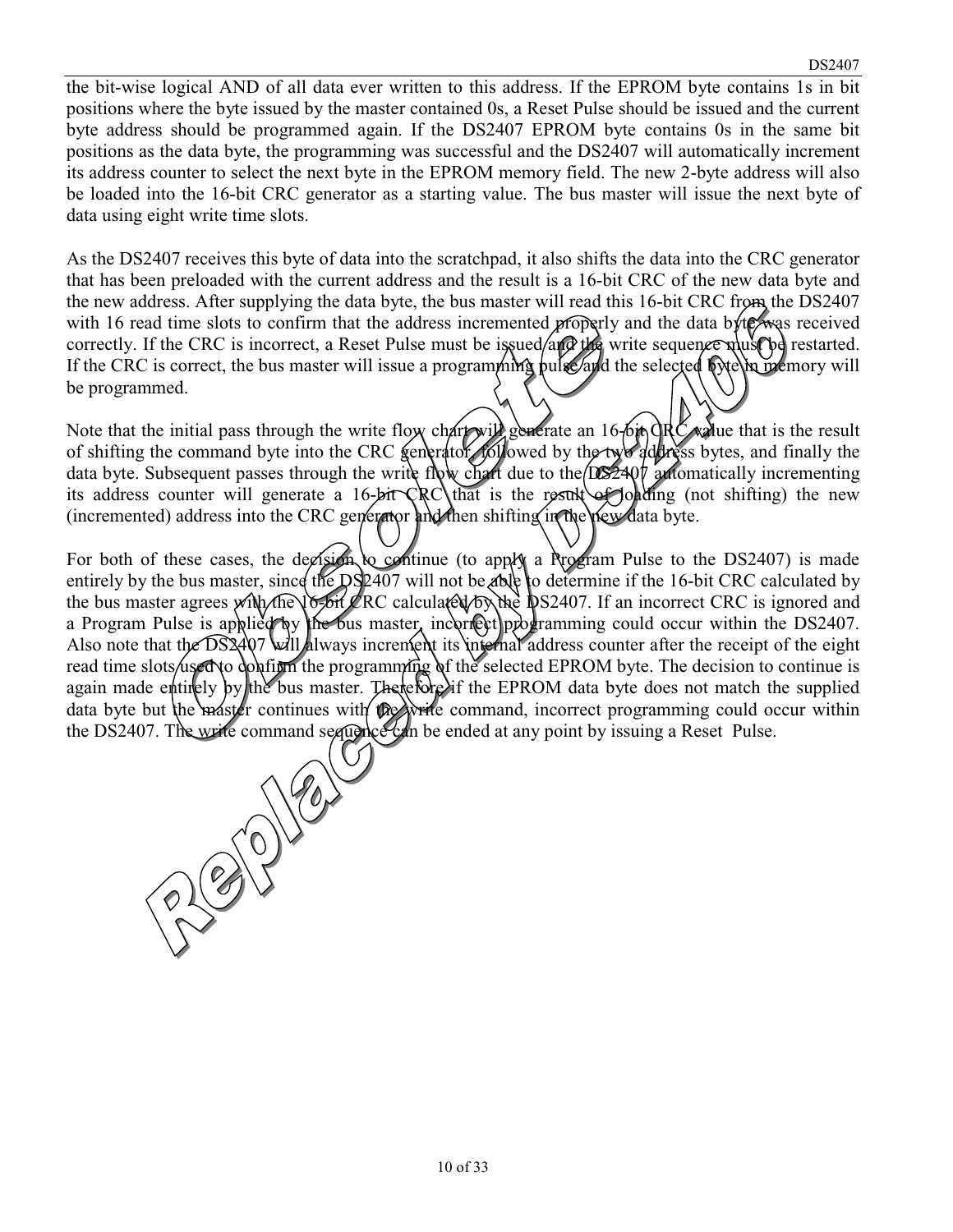the bit-wise logical AND of all data ever written to this address. If the EPROM byte contains 1s in bit positions where the byte issued by the master contained 0s, a Reset Pulse should be issued and the current byte address should be programmed again. If the DS2407 EPROM byte contains 0s in the same bit positions as the data byte, the programming was successful and the DS2407 will automatically increment its address counter to select the next byte in the EPROM memory field. The new 2-byte address will also be loaded into the 16-bit CRC generator as a starting value. The bus master will issue the next byte of data using eight write time slots.

As the DS2407 receives this byte of data into the scratchpad, it also shifts the data into the CRC generator that has been preloaded with the current address and the result is a 16-bit CRC of the new data byte and the new address. After supplying the data byte, the bus master will read this 16-bit CRC from the DS2407 with 16 read time slots to confirm that the address incremented properly and the data byte was received correctly. If the CRC is incorrect, a Reset Pulse must be issued and the write sequence must be restarted. If the CRC is correct, the bus master will issue a programming pulse and the selected byte in memory will be programmed.

Note that the initial pass through the write flow chart will generate an 16-bit CRC value that is the result of shifting the command byte into the CRC generator, followed by the two address bytes, and finally the data byte. Subsequent passes through the write flow chart due to the DS2407 automatically incrementing its address counter will generate a 16-bit CRC that is the result of loading (not shifting) the new (incremented) address into the CRC generator and then shifting in the new data byte.

For both of these cases, the decision to continue (to apply a Program Pulse to the DS2407) is made entirely by the bus master, since the DS2407 will not be able to determine if the 16-bit CRC calculated by the bus master agrees with the 16-bit CRC calculated by the DS2407. If an incorrect CRC is ignored and a Program Pulse is applied by the bus master, incorrect programming could occur within the DS2407. Also note that the DS2407 will always increment its internal address counter after the receipt of the eight read time slots used to confirm the programming of the selected EPROM byte. The decision to continue is again made entirely by the bus master. Therefore if the EPROM data byte does not match the supplied data byte but the master continues with the write command, incorrect programming could occur within the DS2407. The write command sequence can be ended at any point by issuing a Reset Pulse.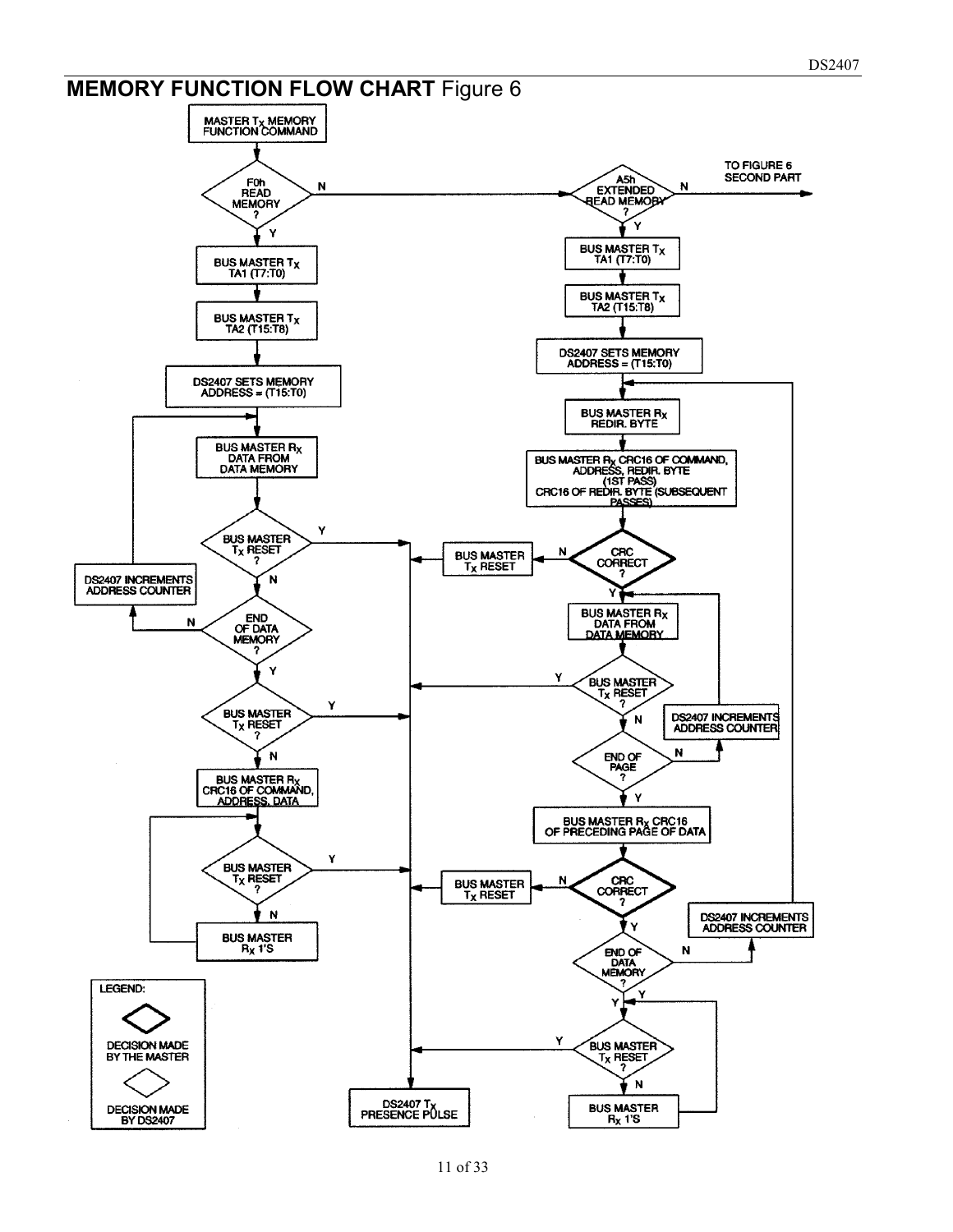## MEMORY FUNCTION FLOW CHART Figure 6

MASTER $T_X$ MEMORY FUNCTION COMMAND

F0h READ MEMORY ?

N

Y

A5h EXTENDED READ MEMORY ?

N

TO FIGURE 6 SECOND PART

Y

BUS MASTER $T_X$ TA1 (T7:T0)

BUS MASTER $T_X$ TA2 (T15:T8)

DS2407 SETS MEMORY ADDRESS = (T15:T0)

BUS MASTER $R_X$ DATA FROM DATA MEMORY

BUS MASTER $T_X$ RESET ?

Y

N

DS2407 INCREMENTS ADDRESS COUNTER

END OF DATA MEMORY ?

N

Y

BUS MASTER $T_X$ RESET ?

Y

N

BUS MASTER $R_X$ CRC16 OF COMMAND, ADDRESS, DATA

BUS MASTER $T_X$ RESET ?

Y

N

BUS MASTER $R_X$ 1'S

BUS MASTER $T_X$ TA1 (T7:T0)

BUS MASTER $T_X$ TA2 (T15:T8)

DS2407 SETS MEMORY ADDRESS = (T15:T0)

BUS MASTER $R_X$ REDIR. BYTE

BUS MASTER $R_X$ CRC16 OF COMMAND, ADDRESS, REDIR. BYTE (1ST PASS) CRC16 OF REDIR. BYTE (SUBSEQUENT PASSES)

CRC CORRECT ?

N

BUS MASTER $T_X$ RESET

Y

BUS MASTER $R_X$ DATA FROM DATA MEMORY

BUS MASTER $T_X$ RESET ?

Y

N

DS2407 INCREMENTS ADDRESS COUNTER

END OF PAGE ?

N

Y

BUS MASTER $R_X$ CRC16 OF PRECEDING PAGE OF DATA

CRC CORRECT ?

N

BUS MASTER $T_X$ RESET

Y

DS2407 INCREMENTS ADDRESS COUNTER

END OF DATA MEMORY ?

N

Y

Y

BUS MASTER $T_X$ RESET ?

Y

N

BUS MASTER $R_X$ 1'S

DS2407 $T_X$ PRESENCE PULSE

LEGEND:

DECISION MADE BY THE MASTER

DECISION MADE BY DS2407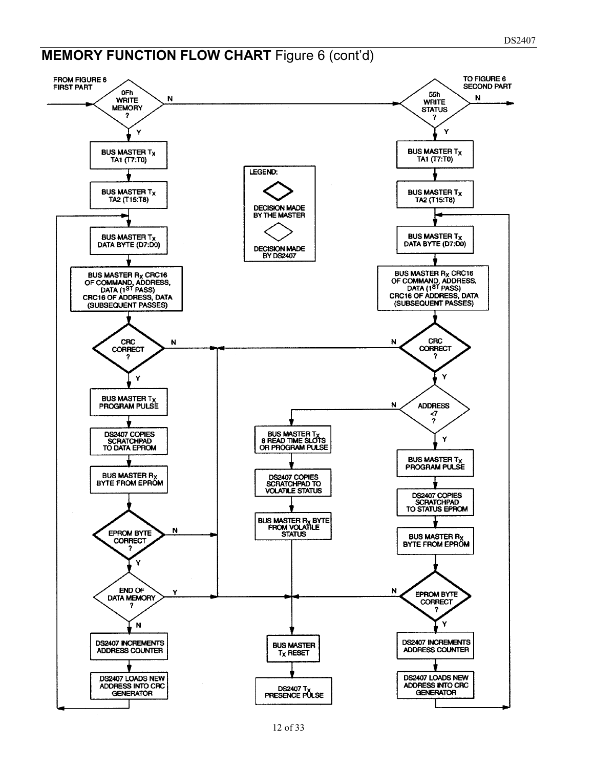## MEMORY FUNCTION FLOW CHART Figure 6 (cont'd)

FROM FIGURE 6 FIRST PART

0Fh WRITE MEMORY ?

N

Y

BUS MASTER $T_X$ TA1 (T7:T0)

BUS MASTER $T_X$ TA2 (T15:T8)

BUS MASTER $T_X$ DATA BYTE (D7:D0)

BUS MASTER $R_X$ CRC16 OF COMMAND, ADDRESS, DATA (1ST PASS) CRC16 OF ADDRESS, DATA (SUBSEQUENT PASSES)

CRC CORRECT ?

BUS MASTER $T_X$ PROGRAM PULSE

DS2407 COPIES SCRATCHPAD TO DATA EPROM

BUS MASTER $R_X$ BYTE FROM EPROM

EPROM BYTE CORRECT ?

END OF DATA MEMORY ?

DS2407 INCREMENTS ADDRESS COUNTER

DS2407 LOADS NEW ADDRESS INTO CRC GENERATOR

LEGEND:

DECISION MADE BY THE MASTER

DECISION MADE BY DS2407

BUS MASTER $T_X$ 8 READ TIME SLOTS OR PROGRAM PULSE

DS2407 COPIES SCRATCHPAD TO VOLATILE STATUS

BUS MASTER $R_X$ BYTE FROM VOLATILE STATUS

BUS MASTER $T_X$ RESET

DS2407 $T_X$ PRESENCE PULSE

TO FIGURE 6 SECOND PART

55h WRITE STATUS ?

BUS MASTER $T_X$ TA1 (T7:T0)

BUS MASTER $T_X$ TA2 (T15:T8)

BUS MASTER $T_X$ DATA BYTE (D7:D0)

BUS MASTER $R_X$ CRC16 OF COMMAND, ADDRESS, DATA (1ST PASS) CRC16 OF ADDRESS, DATA (SUBSEQUENT PASSES)

CRC CORRECT ?

ADDRESS <7 ?

BUS MASTER $T_X$ PROGRAM PULSE

DS2407 COPIES SCRATCHPAD TO STATUS EPROM

BUS MASTER $R_X$ BYTE FROM EPROM

EPROM BYTE CORRECT ?

DS2407 INCREMENTS ADDRESS COUNTER

DS2407 LOADS NEW ADDRESS INTO CRC GENERATOR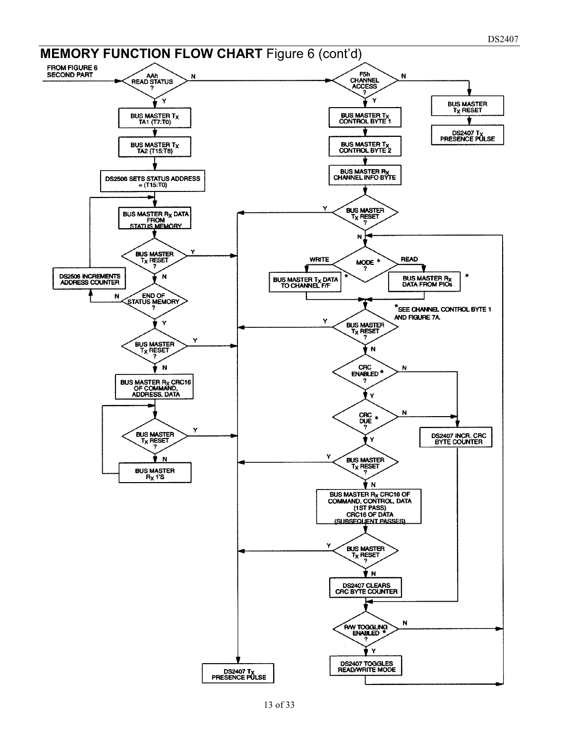## MEMORY FUNCTION FLOW CHART Figure 6 (cont'd)

FROM FIGURE 6 SECOND PART

AAh READ STATUS ?

Y: BUS MASTER $T_X$ TA1 (T7:T0)

BUS MASTER $T_X$ TA2 (T15:T8)

DS2506 SETS STATUS ADDRESS = (T15:T0)

BUS MASTER $R_X$ DATA FROM STATUS MEMORY

BUS MASTER $T_X$ RESET ?

DS2506 INCREMENTS ADDRESS COUNTER

END OF STATUS MEMORY ?

BUS MASTER $T_X$ RESET ?

BUS MASTER $R_X$ CRC16 OF COMMAND, ADDRESS, DATA

BUS MASTER $T_X$ RESET ?

BUS MASTER $R_X$ 1'S

DS2407 $T_X$ PRESENCE PULSE

N: F5h CHANNEL ACCESS ?

Y: BUS MASTER $T_X$ CONTROL BYTE 1

BUS MASTER $T_X$ CONTROL BYTE 2

BUS MASTER $R_X$ CHANNEL INFO BYTE

BUS MASTER $T_X$ RESET ?

MODE * ?

WRITE: BUS MASTER $T_X$ DATA TO CHANNEL F/F *

READ: BUS MASTER $R_X$ DATA FROM PIOs *

*SEE CHANNEL CONTROL BYTE 1 AND FIGURE 7A.

BUS MASTER $T_X$ RESET ?

CRC ENABLED * ?

CRC DUE * ?

DS2407 INCR. CRC BYTE COUNTER

BUS MASTER $T_X$ RESET ?

BUS MASTER $R_X$ CRC16 OF COMMAND, CONTROL, DATA (1ST PASS) CRC16 OF DATA (SUBSEQUENT PASSES)

BUS MASTER $T_X$ RESET ?

DS2407 CLEARS CRC BYTE COUNTER

R/W TOGGLING ENABLED * ?

DS2407 TOGGLES READ/WRITE MODE

N: BUS MASTER $T_X$ RESET

DS2407 $T_X$ PRESENCE PULSE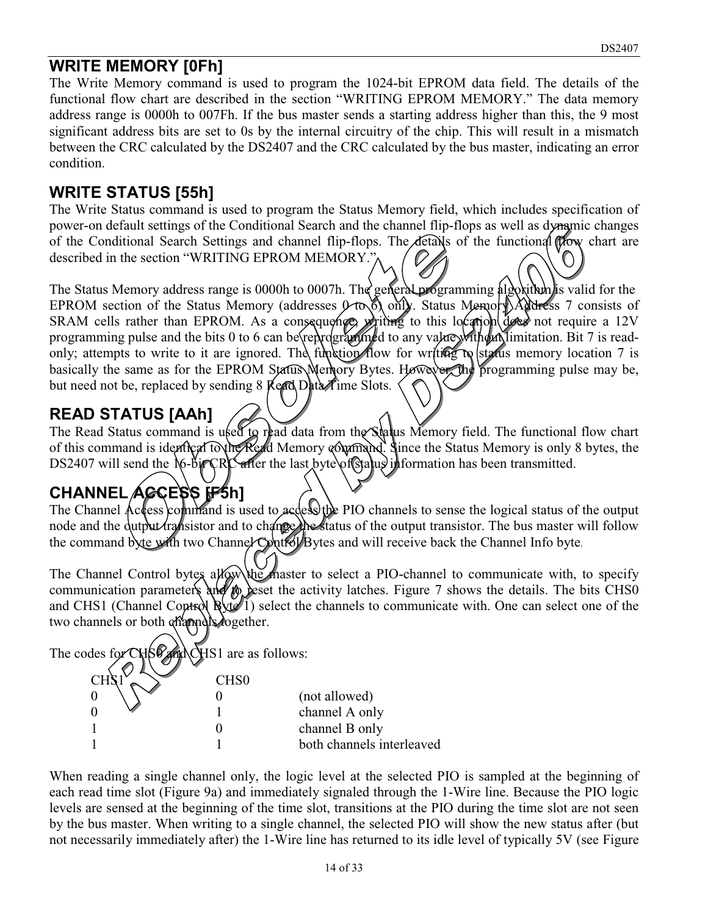## WRITE MEMORY [0Fh]

The Write Memory command is used to program the 1024-bit EPROM data field. The details of the functional flow chart are described in the section "WRITING EPROM MEMORY." The data memory address range is 0000h to 007Fh. If the bus master sends a starting address higher than this, the 9 most significant address bits are set to 0s by the internal circuitry of the chip. This will result in a mismatch between the CRC calculated by the DS2407 and the CRC calculated by the bus master, indicating an error condition.

## WRITE STATUS [55h]

The Write Status command is used to program the Status Memory field, which includes specification of power-on default settings of the Conditional Search and the channel flip-flops as well as dynamic changes of the Conditional Search Settings and channel flip-flops. The details of the functional flow chart are described in the section "WRITING EPROM MEMORY."

The Status Memory address range is 0000h to 0007h. The general programming algorithm is valid for the EPROM section of the Status Memory (addresses 0 to 6) only. Status Memory Address 7 consists of SRAM cells rather than EPROM. As a consequence, writing to this location does not require a 12V programming pulse and the bits 0 to 6 can be reprogrammed to any value without limitation. Bit 7 is read-only; attempts to write to it are ignored. The function flow for writing to status memory location 7 is basically the same as for the EPROM Status Memory Bytes. However, the programming pulse may be, but need not be, replaced by sending 8 Read Data Time Slots.

## READ STATUS [AAh]

The Read Status command is used to read data from the Status Memory field. The functional flow chart of this command is identical to the Read Memory command. Since the Status Memory is only 8 bytes, the DS2407 will send the 16-bit CRC after the last byte of status information has been transmitted.

## CHANNEL ACCESS [F5h]

The Channel Access command is used to access the PIO channels to sense the logical status of the output node and the output transistor and to change the status of the output transistor. The bus master will follow the command byte with two Channel Control Bytes and will receive back the Channel Info byte.

The Channel Control bytes allow the master to select a PIO-channel to communicate with, to specify communication parameters and to reset the activity latches. Figure 7 shows the details. The bits CHS0 and CHS1 (Channel Control Byte 1) select the channels to communicate with. One can select one of the two channels or both channels together.

The codes for CHS0 and CHS1 are as follows:

| CHS1 | CHS0 | |
|---|---|---|
| 0 | 0 | (not allowed) |
| 0 | 1 | channel A only |
| 1 | 0 | channel B only |
| 1 | 1 | both channels interleaved |

When reading a single channel only, the logic level at the selected PIO is sampled at the beginning of each read time slot (Figure 9a) and immediately signaled through the 1-Wire line. Because the PIO logic levels are sensed at the beginning of the time slot, transitions at the PIO during the time slot are not seen by the bus master. When writing to a single channel, the selected PIO will show the new status after (but not necessarily immediately after) the 1-Wire line has returned to its idle level of typically 5V (see Figure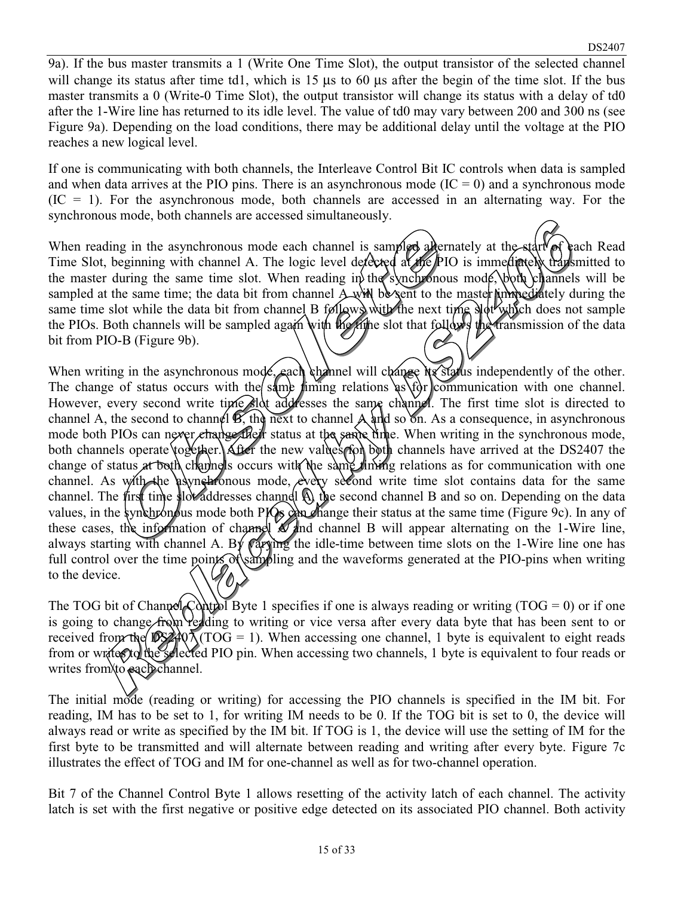9a). If the bus master transmits a 1 (Write One Time Slot), the output transistor of the selected channel will change its status after time td1, which is 15 µs to 60 µs after the begin of the time slot. If the bus master transmits a 0 (Write-0 Time Slot), the output transistor will change its status with a delay of td0 after the 1-Wire line has returned to its idle level. The value of td0 may vary between 200 and 300 ns (see Figure 9a). Depending on the load conditions, there may be additional delay until the voltage at the PIO reaches a new logical level.

If one is communicating with both channels, the Interleave Control Bit IC controls when data is sampled and when data arrives at the PIO pins. There is an asynchronous mode (IC = 0) and a synchronous mode (IC = 1). For the asynchronous mode, both channels are accessed in an alternating way. For the synchronous mode, both channels are accessed simultaneously.

When reading in the asynchronous mode each channel is sampled alternately at the start of each Read Time Slot, beginning with channel A. The logic level detected at the PIO is immediately transmitted to the master during the same time slot. When reading in the synchronous mode, both channels will be sampled at the same time; the data bit from channel A will be sent to the master immediately during the same time slot while the data bit from channel B follows with the next time slot which does not sample the PIOs. Both channels will be sampled again with the time slot that follows the transmission of the data bit from PIO-B (Figure 9b).

When writing in the asynchronous mode, each channel will change its status independently of the other. The change of status occurs with the same timing relations as for communication with one channel. However, every second write time slot addresses the same channel. The first time slot is directed to channel A, the second to channel B, the next to channel A and so on. As a consequence, in asynchronous mode both PIOs can never change their status at the same time. When writing in the synchronous mode, both channels operate together. After the new values for both channels have arrived at the DS2407 the change of status at both channels occurs with the same timing relations as for communication with one channel. As with the asynchronous mode, every second write time slot contains data for the same channel. The first time slot addresses channel A, the second channel B and so on. Depending on the data values, in the synchronous mode both PIOs can change their status at the same time (Figure 9c). In any of these cases, the information of channel A and channel B will appear alternating on the 1-Wire line, always starting with channel A. By varying the idle-time between time slots on the 1-Wire line one has full control over the time points of sampling and the waveforms generated at the PIO-pins when writing to the device.

The TOG bit of Channel Control Byte 1 specifies if one is always reading or writing (TOG = 0) or if one is going to change from reading to writing or vice versa after every data byte that has been sent to or received from the DS2407 (TOG = 1). When accessing one channel, 1 byte is equivalent to eight reads from or writes to the selected PIO pin. When accessing two channels, 1 byte is equivalent to four reads or writes from/to each channel.

The initial mode (reading or writing) for accessing the PIO channels is specified in the IM bit. For reading, IM has to be set to 1, for writing IM needs to be 0. If the TOG bit is set to 0, the device will always read or write as specified by the IM bit. If TOG is 1, the device will use the setting of IM for the first byte to be transmitted and will alternate between reading and writing after every byte. Figure 7c illustrates the effect of TOG and IM for one-channel as well as for two-channel operation.

Bit 7 of the Channel Control Byte 1 allows resetting of the activity latch of each channel. The activity latch is set with the first negative or positive edge detected on its associated PIO channel. Both activity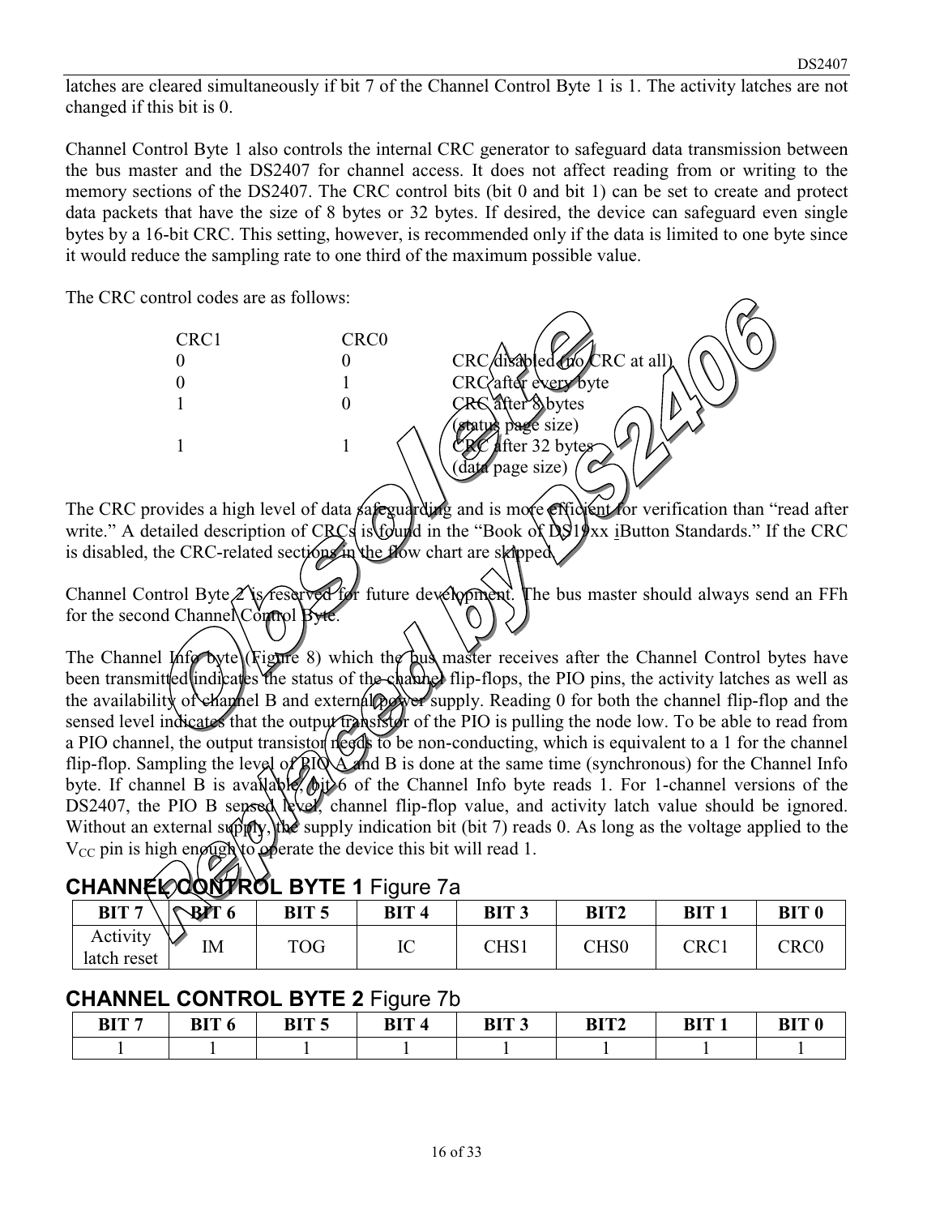latches are cleared simultaneously if bit 7 of the Channel Control Byte 1 is 1. The activity latches are not changed if this bit is 0.

Channel Control Byte 1 also controls the internal CRC generator to safeguard data transmission between the bus master and the DS2407 for channel access. It does not affect reading from or writing to the memory sections of the DS2407. The CRC control bits (bit 0 and bit 1) can be set to create and protect data packets that have the size of 8 bytes or 32 bytes. If desired, the device can safeguard even single bytes by a 16-bit CRC. This setting, however, is recommended only if the data is limited to one byte since it would reduce the sampling rate to one third of the maximum possible value.

The CRC control codes are as follows:

| CRC1 | CRC0 | |
|---|---|---|
| 0 | 0 | CRC disabled (no CRC at all) |
| 0 | 1 | CRC after every byte |
| 1 | 0 | CRC after 8 bytes (status page size) |
| 1 | 1 | CRC after 32 bytes (data page size) |

The CRC provides a high level of data safeguarding and is more efficient for verification than "read after write." A detailed description of CRCs is found in the "Book of DS19xx iButton Standards." If the CRC is disabled, the CRC-related sections in the flow chart are skipped.

Channel Control Byte 2 is reserved for future development. The bus master should always send an FFh for the second Channel Control Byte.

The Channel Info byte (Figure 8) which the bus master receives after the Channel Control bytes have been transmitted indicates the status of the channel flip-flops, the PIO pins, the activity latches as well as the availability of channel B and external power supply. Reading 0 for both the channel flip-flop and the sensed level indicates that the output transistor of the PIO is pulling the node low. To be able to read from a PIO channel, the output transistor needs to be non-conducting, which is equivalent to a 1 for the channel flip-flop. Sampling the level of PIO A and B is done at the same time (synchronous) for the Channel Info byte. If channel B is available, bit 6 of the Channel Info byte reads 1. For 1-channel versions of the DS2407, the PIO B sensed level, channel flip-flop value, and activity latch value should be ignored. Without an external supply, the supply indication bit (bit 7) reads 0. As long as the voltage applied to the $V_{CC}$ pin is high enough to operate the device this bit will read 1.

## CHANNEL CONTROL BYTE 1 Figure 7a

| BIT 7 | BIT 6 | BIT 5 | BIT 4 | BIT 3 | BIT2 | BIT 1 | BIT 0 |
|---|---|---|---|---|---|---|---|
| Activity latch reset | IM | TOG | IC | CHS1 | CHS0 | CRC1 | CRC0 |

## CHANNEL CONTROL BYTE 2 Figure 7b

| BIT 7 | BIT 6 | BIT 5 | BIT 4 | BIT 3 | BIT2 | BIT 1 | BIT 0 |
|---|---|---|---|---|---|---|---|
| 1 | 1 | 1 | 1 | 1 | 1 | 1 | 1 |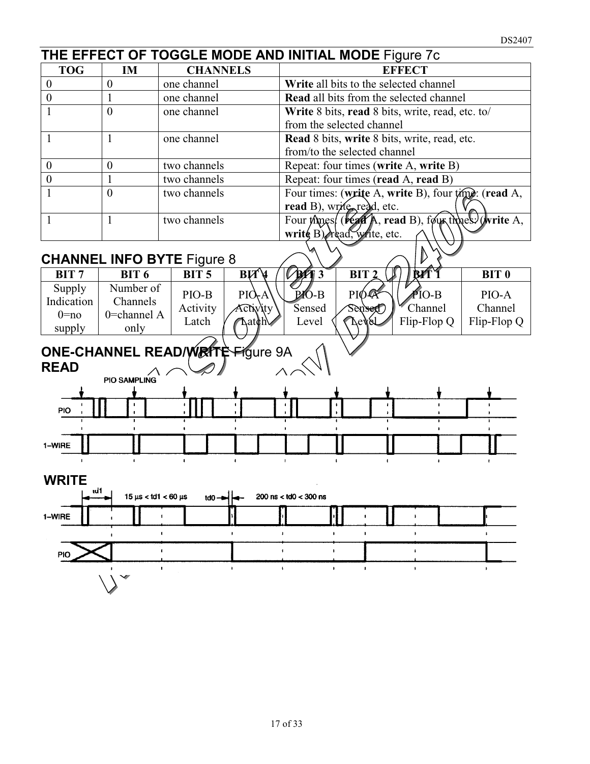## THE EFFECT OF TOGGLE MODE AND INITIAL MODE Figure 7c

| TOG | IM | CHANNELS | EFFECT |
|---|---|---|---|
| 0 | 0 | one channel | **Write** all bits to the selected channel |
| 0 | 1 | one channel | **Read** all bits from the selected channel |
| 1 | 0 | one channel | **Write** 8 bits, **read** 8 bits, write, read, etc. to/ from the selected channel |
| 1 | 1 | one channel | **Read** 8 bits, **write** 8 bits, write, read, etc. from/to the selected channel |
| 0 | 0 | two channels | Repeat: four times (**write** A, **write** B) |
| 0 | 1 | two channels | Repeat: four times (**read** A, **read** B) |
| 1 | 0 | two channels | Four times: (**write** A, **write** B), four time: (**read** A, **read** B), write, read, etc. |
| 1 | 1 | two channels | Four times: (**read** A, **read** B), four times: (**write** A, **write** B), read, write, etc. |

## CHANNEL INFO BYTE Figure 8

| BIT 7 | BIT 6 | BIT 5 | BIT 4 | BIT 3 | BIT 2 | BIT 1 | BIT 0 |
|---|---|---|---|---|---|---|---|
| Supply Indication 0=no supply | Number of Channels 0=channel A only | PIO-B Activity Latch | PIO-A Activity Latch | PIO-B Sensed Level | PIO-A Sensed Level | PIO-B Channel Flip-Flop Q | PIO-A Channel Flip-Flop Q |

## ONE-CHANNEL READ/WRITE Figure 9A

### READ

PIO SAMPLING

PIO

1–WIRE

### WRITE

td1

15 µs < td1 < 60 µs

td0

200 ns < td0 < 300 ns

1–WIRE

PIO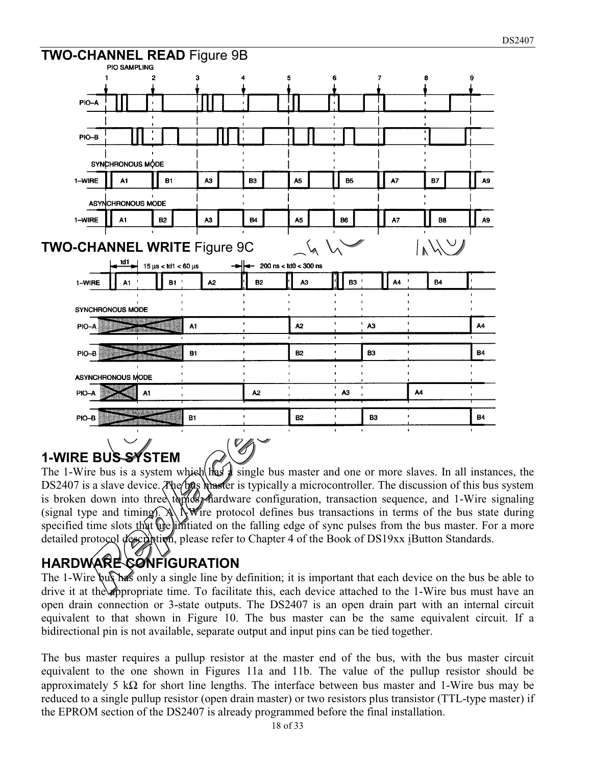## TWO-CHANNEL READ Figure 9B

PIO SAMPLING

1 2 3 4 5 6 7 8 9

PIO–A

PIO–B

SYNCHRONOUS MODE

1–WIRE A1 B1 A3 B3 A5 B5 A7 B7 A9

ASYNCHRONOUS MODE

1–WIRE A1 B2 A3 B4 A5 B6 A7 B8 A9

## TWO-CHANNEL WRITE Figure 9C

td1 15 µs < td1 < 60 µs 200 ns < td0 < 300 ns

1–WIRE A1 B1 A2 B2 A3 B3 A4 B4

SYNCHRONOUS MODE

PIO–A A1 A2 A3 A4

PIO–B B1 B2 B3 B4

ASYNCHRONOUS MODE

PIO–A A1 A2 A3 A4

PIO–B B1 B2 B3 B4

## 1-WIRE BUS SYSTEM

The 1-Wire bus is a system which has a single bus master and one or more slaves. In all instances, the DS2407 is a slave device. The bus master is typically a microcontroller. The discussion of this bus system is broken down into three topics: hardware configuration, transaction sequence, and 1-Wire signaling (signal type and timing). A 1-Wire protocol defines bus transactions in terms of the bus state during specified time slots that are initiated on the falling edge of sync pulses from the bus master. For a more detailed protocol description, please refer to Chapter 4 of the Book of DS19xx iButton Standards.

## HARDWARE CONFIGURATION

The 1-Wire bus has only a single line by definition; it is important that each device on the bus be able to drive it at the appropriate time. To facilitate this, each device attached to the 1-Wire bus must have an open drain connection or 3-state outputs. The DS2407 is an open drain part with an internal circuit equivalent to that shown in Figure 10. The bus master can be the same equivalent circuit. If a bidirectional pin is not available, separate output and input pins can be tied together.

The bus master requires a pullup resistor at the master end of the bus, with the bus master circuit equivalent to the one shown in Figures 11a and 11b. The value of the pullup resistor should be approximately 5 kΩ for short line lengths. The interface between bus master and 1-Wire bus may be reduced to a single pullup resistor (open drain master) or two resistors plus transistor (TTL-type master) if the EPROM section of the DS2407 is already programmed before the final installation.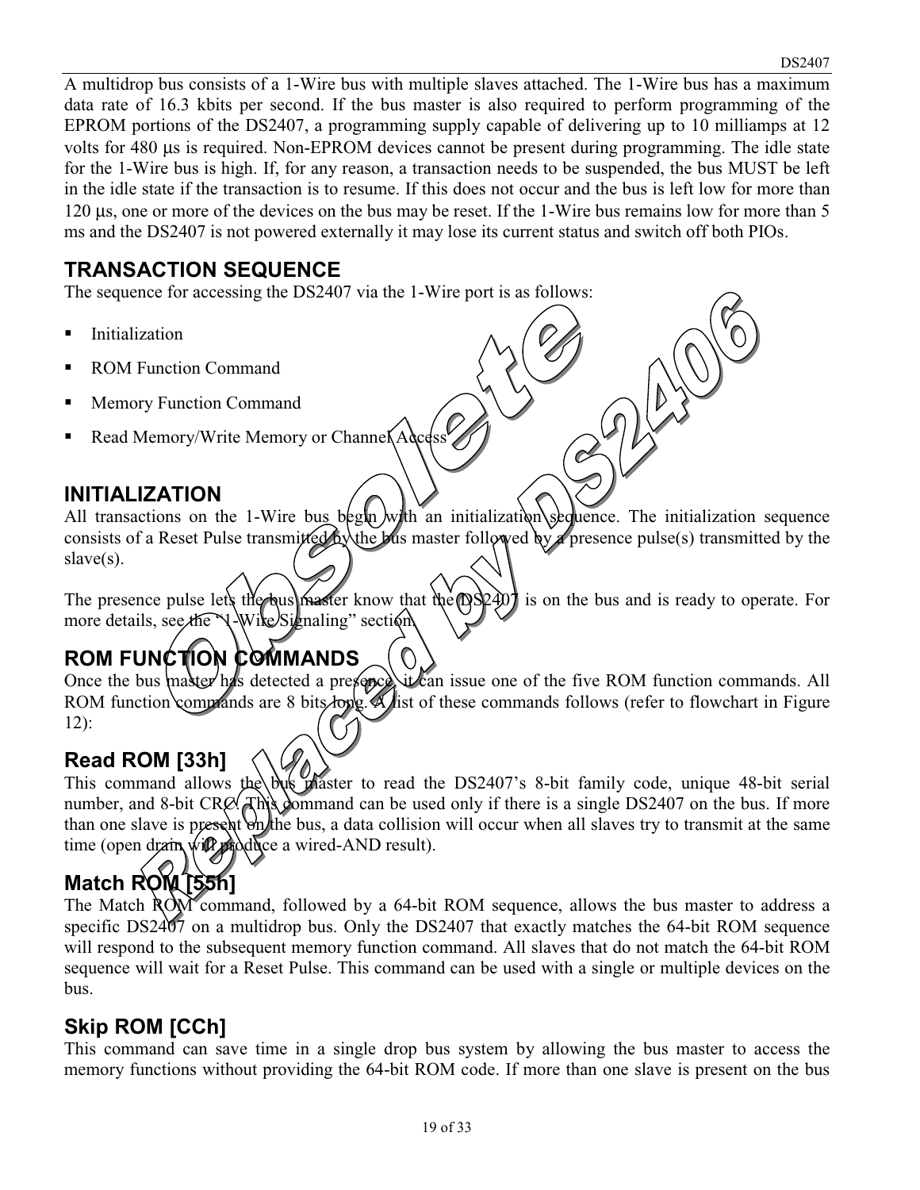A multidrop bus consists of a 1-Wire bus with multiple slaves attached. The 1-Wire bus has a maximum data rate of 16.3 kbits per second. If the bus master is also required to perform programming of the EPROM portions of the DS2407, a programming supply capable of delivering up to 10 milliamps at 12 volts for 480 µs is required. Non-EPROM devices cannot be present during programming. The idle state for the 1-Wire bus is high. If, for any reason, a transaction needs to be suspended, the bus MUST be left in the idle state if the transaction is to resume. If this does not occur and the bus is left low for more than 120 µs, one or more of the devices on the bus may be reset. If the 1-Wire bus remains low for more than 5 ms and the DS2407 is not powered externally it may lose its current status and switch off both PIOs.

## TRANSACTION SEQUENCE

The sequence for accessing the DS2407 via the 1-Wire port is as follows:

- Initialization
- ROM Function Command
- Memory Function Command
- Read Memory/Write Memory or Channel Access

## INITIALIZATION

All transactions on the 1-Wire bus begin with an initialization sequence. The initialization sequence consists of a Reset Pulse transmitted by the bus master followed by a presence pulse(s) transmitted by the slave(s).

The presence pulse lets the bus master know that the DS2407 is on the bus and is ready to operate. For more details, see the "1-Wire Signaling" section.

## ROM FUNCTION COMMANDS

Once the bus master has detected a presence, it can issue one of the five ROM function commands. All ROM function commands are 8 bits long. A list of these commands follows (refer to flowchart in Figure 12):

### Read ROM [33h]

This command allows the bus master to read the DS2407's 8-bit family code, unique 48-bit serial number, and 8-bit CRC. This command can be used only if there is a single DS2407 on the bus. If more than one slave is present on the bus, a data collision will occur when all slaves try to transmit at the same time (open drain will produce a wired-AND result).

### Match ROM [55h]

The Match ROM command, followed by a 64-bit ROM sequence, allows the bus master to address a specific DS2407 on a multidrop bus. Only the DS2407 that exactly matches the 64-bit ROM sequence will respond to the subsequent memory function command. All slaves that do not match the 64-bit ROM sequence will wait for a Reset Pulse. This command can be used with a single or multiple devices on the bus.

### Skip ROM [CCh]

This command can save time in a single drop bus system by allowing the bus master to access the memory functions without providing the 64-bit ROM code. If more than one slave is present on the bus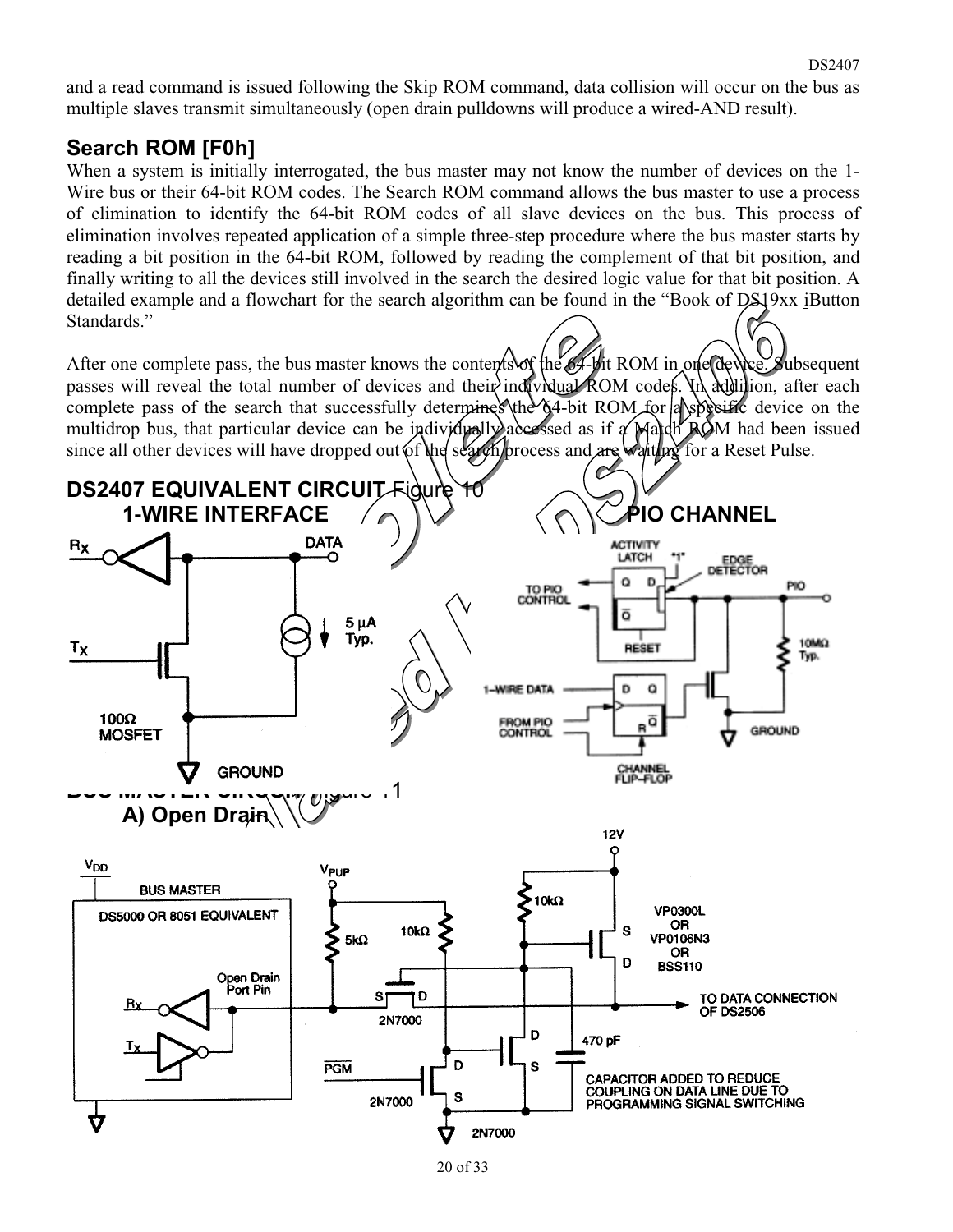and a read command is issued following the Skip ROM command, data collision will occur on the bus as multiple slaves transmit simultaneously (open drain pulldowns will produce a wired-AND result).

## Search ROM [F0h]

When a system is initially interrogated, the bus master may not know the number of devices on the 1-Wire bus or their 64-bit ROM codes. The Search ROM command allows the bus master to use a process of elimination to identify the 64-bit ROM codes of all slave devices on the bus. This process of elimination involves repeated application of a simple three-step procedure where the bus master starts by reading a bit position in the 64-bit ROM, followed by reading the complement of that bit position, and finally writing to all the devices still involved in the search the desired logic value for that bit position. A detailed example and a flowchart for the search algorithm can be found in the "Book of DS19xx iButton Standards."

After one complete pass, the bus master knows the contents of the 64-bit ROM in one device. Subsequent passes will reveal the total number of devices and their individual ROM codes. In addition, after each complete pass of the search that successfully determines the 64-bit ROM for a specific device on the multidrop bus, that particular device can be individually accessed as if a Match ROM had been issued since all other devices will have dropped out of the search process and are waiting for a Reset Pulse.

## DS2407 EQUIVALENT CIRCUIT Figure 10

**1-WIRE INTERFACE** **PIO CHANNEL**

RX
DATA
TX
5 µA Typ.
100Ω MOSFET
GROUND

ACTIVITY LATCH
"1"
EDGE DETECTOR
TO PIO CONTROL
Q D
Q̅
RESET
PIO
10MΩ Typ.
1-WIRE DATA
D Q
FROM PIO CONTROL
R Q̅
GROUND
CHANNEL FLIP-FLOP

## BUS MASTER CIRCUIT Figure 11

**A) Open Drain**

VDD
BUS MASTER
DS5000 OR 8051 EQUIVALENT
Open Drain Port Pin
RX
TX
VPUP
5kΩ
10kΩ
12V
10kΩ
VP0300L OR VP0106N3 OR BSS110
S
D
S D
2N7000
TO DATA CONNECTION OF DS2506
PGM
D
S
2N7000
D
S
470 pF
2N7000
CAPACITOR ADDED TO REDUCE COUPLING ON DATA LINE DUE TO PROGRAMMING SIGNAL SWITCHING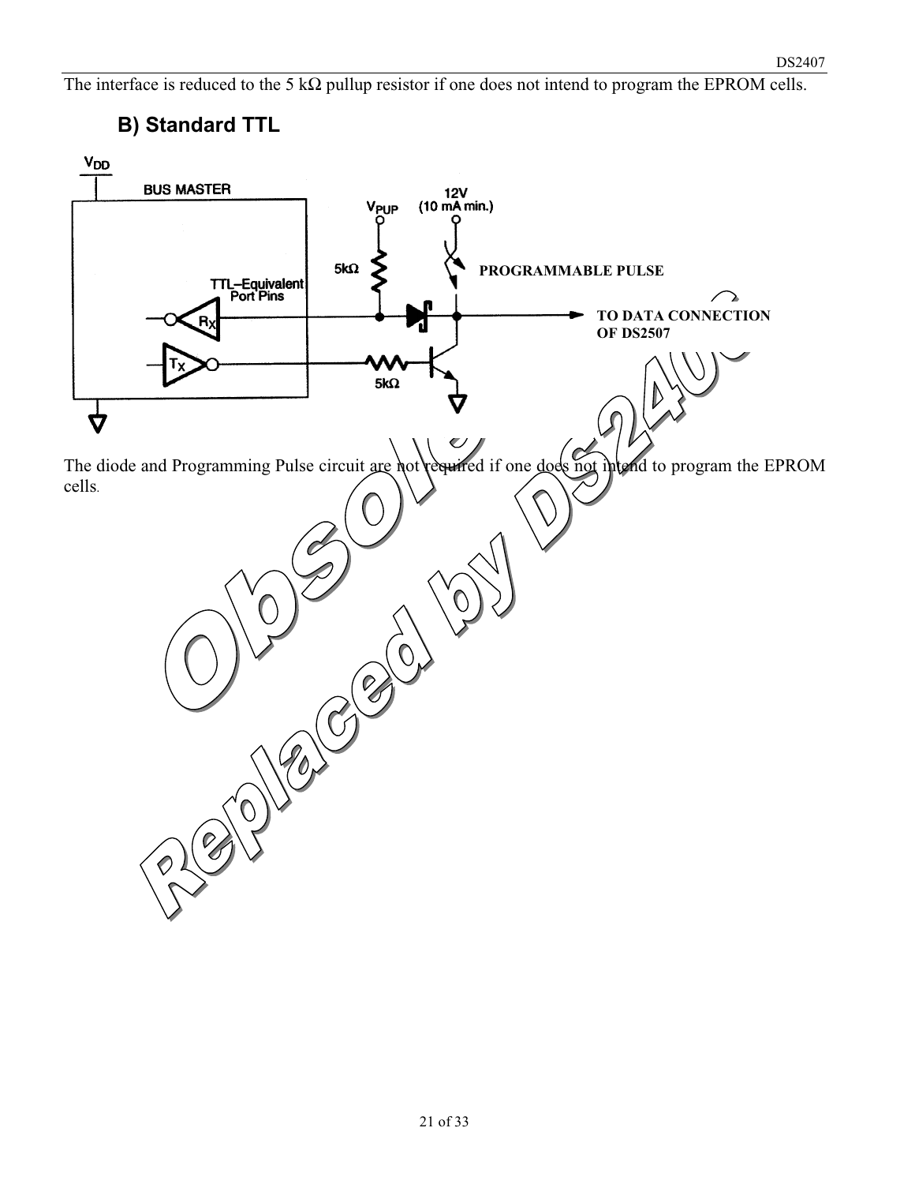The interface is reduced to the 5 kΩ pullup resistor if one does not intend to program the EPROM cells.

## B) Standard TTL

V<sub>DD</sub>

BUS MASTER

TTL–Equivalent Port Pins

$R_X$

$T_X$

$V_{PUP}$

12V (10 mA min.)

5kΩ

PROGRAMMABLE PULSE

TO DATA CONNECTION OF DS2507

5kΩ

The diode and Programming Pulse circuit are not required if one does not intend to program the EPROM cells.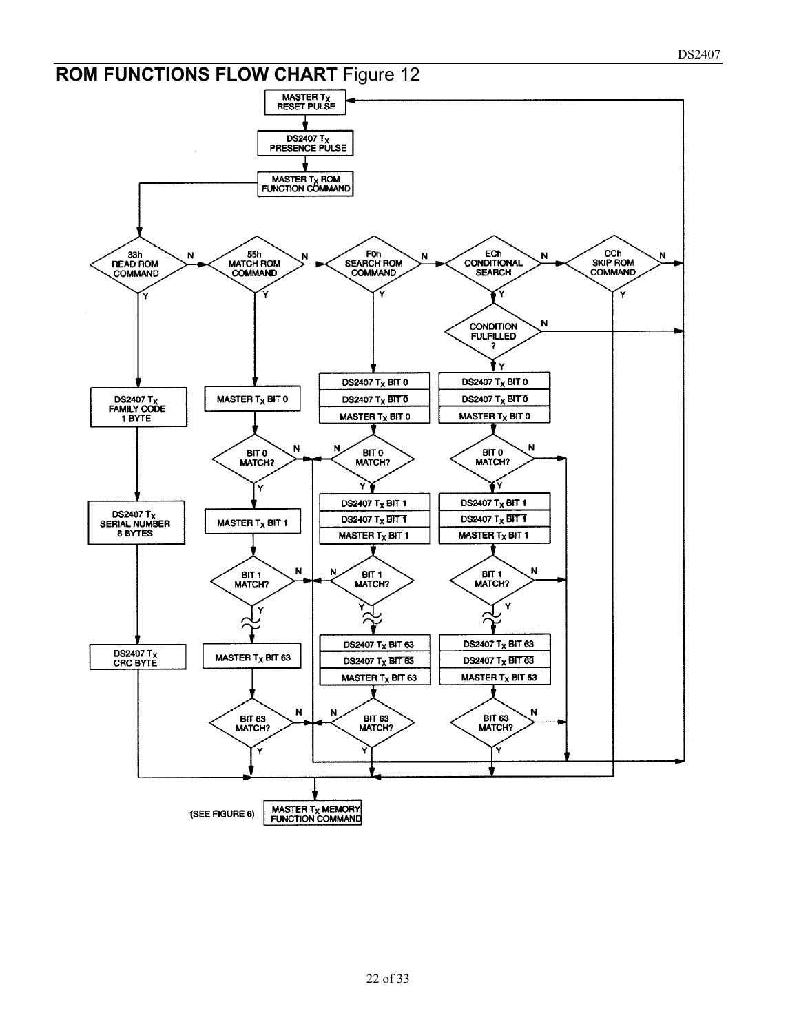## ROM FUNCTIONS FLOW CHART Figure 12

MASTER $T_X$ RESET PULSE

DS2407 $T_X$ PRESENCE PULSE

MASTER $T_X$ ROM FUNCTION COMMAND

33h READ ROM COMMAND

N

Y

55h MATCH ROM COMMAND

N

Y

F0h SEARCH ROM COMMAND

N

Y

ECh CONDITIONAL SEARCH

N

Y

CCh SKIP ROM COMMAND

N

Y

CONDITION FULFILLED ?

N

Y

DS2407 $T_X$ FAMILY CODE 1 BYTE

DS2407 $T_X$ SERIAL NUMBER 6 BYTES

DS2407 $T_X$ CRC BYTE

MASTER $T_X$ BIT 0

BIT 0 MATCH?

MASTER $T_X$ BIT 1

BIT 1 MATCH?

MASTER $T_X$ BIT 63

BIT 63 MATCH?

DS2407 $T_X$ BIT 0

DS2407 $T_X$ $\overline{\text{BIT 0}}$

MASTER $T_X$ BIT 0

BIT 0 MATCH?

DS2407 $T_X$ BIT 1

DS2407 $T_X$ $\overline{\text{BIT 1}}$

MASTER $T_X$ BIT 1

BIT 1 MATCH?

DS2407 $T_X$ BIT 63

DS2407 $T_X$ $\overline{\text{BIT 63}}$

MASTER $T_X$ BIT 63

BIT 63 MATCH?

(SEE FIGURE 6)

MASTER $T_X$ MEMORY FUNCTION COMMAND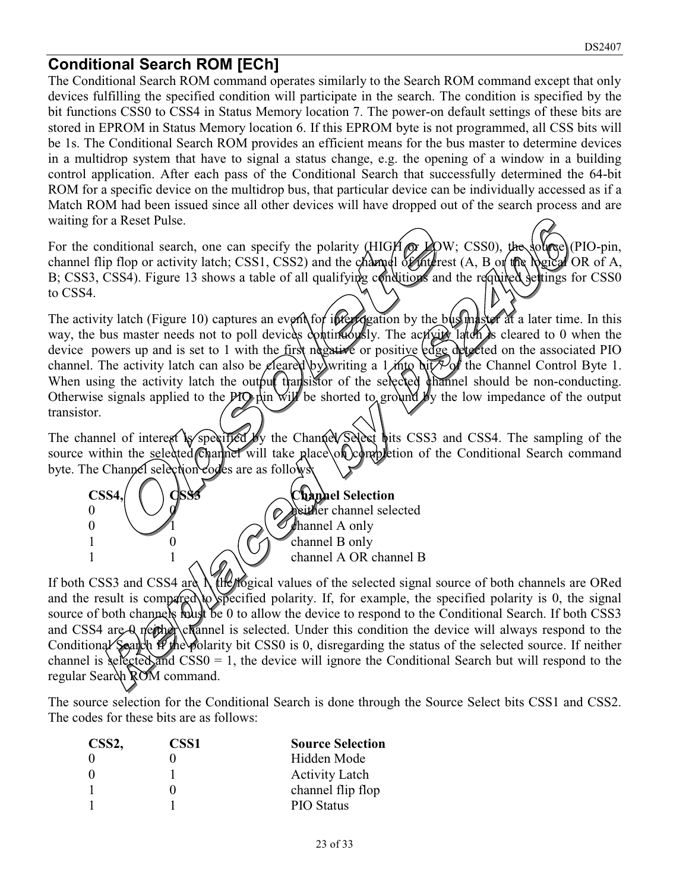## Conditional Search ROM [ECh]

The Conditional Search ROM command operates similarly to the Search ROM command except that only devices fulfilling the specified condition will participate in the search. The condition is specified by the bit functions CSS0 to CSS4 in Status Memory location 7. The power-on default settings of these bits are stored in EPROM in Status Memory location 6. If this EPROM byte is not programmed, all CSS bits will be 1s. The Conditional Search ROM provides an efficient means for the bus master to determine devices in a multidrop system that have to signal a status change, e.g. the opening of a window in a building control application. After each pass of the Conditional Search that successfully determined the 64-bit ROM for a specific device on the multidrop bus, that particular device can be individually accessed as if a Match ROM had been issued since all other devices will have dropped out of the search process and are waiting for a Reset Pulse.

For the conditional search, one can specify the polarity (HIGH or LOW; CSS0), the source (PIO-pin, channel flip flop or activity latch; CSS1, CSS2) and the channel of interest (A, B or the logical OR of A, B; CSS3, CSS4). Figure 13 shows a table of all qualifying conditions and the required settings for CSS0 to CSS4.

The activity latch (Figure 10) captures an event for interrogation by the bus master at a later time. In this way, the bus master needs not to poll devices continuously. The activity latch is cleared to 0 when the device powers up and is set to 1 with the first negative or positive edge detected on the associated PIO channel. The activity latch can also be cleared by writing a 1 into bit 7 of the Channel Control Byte 1. When using the activity latch the output transistor of the selected channel should be non-conducting. Otherwise signals applied to the PIO pin will be shorted to ground by the low impedance of the output transistor.

The channel of interest is specified by the Channel Select bits CSS3 and CSS4. The sampling of the source within the selected channel will take place on completion of the Conditional Search command byte. The Channel selection codes are as follows:

| CSS4, | CSS3 | Channel Selection |
|---|---|---|
| 0 | 0 | neither channel selected |
| 0 | 1 | channel A only |
| 1 | 0 | channel B only |
| 1 | 1 | channel A OR channel B |

If both CSS3 and CSS4 are 1, the logical values of the selected signal source of both channels are ORed and the result is compared to specified polarity. If, for example, the specified polarity is 0, the signal source of both channels must be 0 to allow the device to respond to the Conditional Search. If both CSS3 and CSS4 are 0 neither channel is selected. Under this condition the device will always respond to the Conditional Search if the polarity bit CSS0 is 0, disregarding the status of the selected source. If neither channel is selected and CSS0 = 1, the device will ignore the Conditional Search but will respond to the regular Search ROM command.

The source selection for the Conditional Search is done through the Source Select bits CSS1 and CSS2. The codes for these bits are as follows:

| CSS2, | CSS1 | Source Selection |
|---|---|---|
| 0 | 0 | Hidden Mode |
| 0 | 1 | Activity Latch |
| 1 | 0 | channel flip flop |
| 1 | 1 | PIO Status |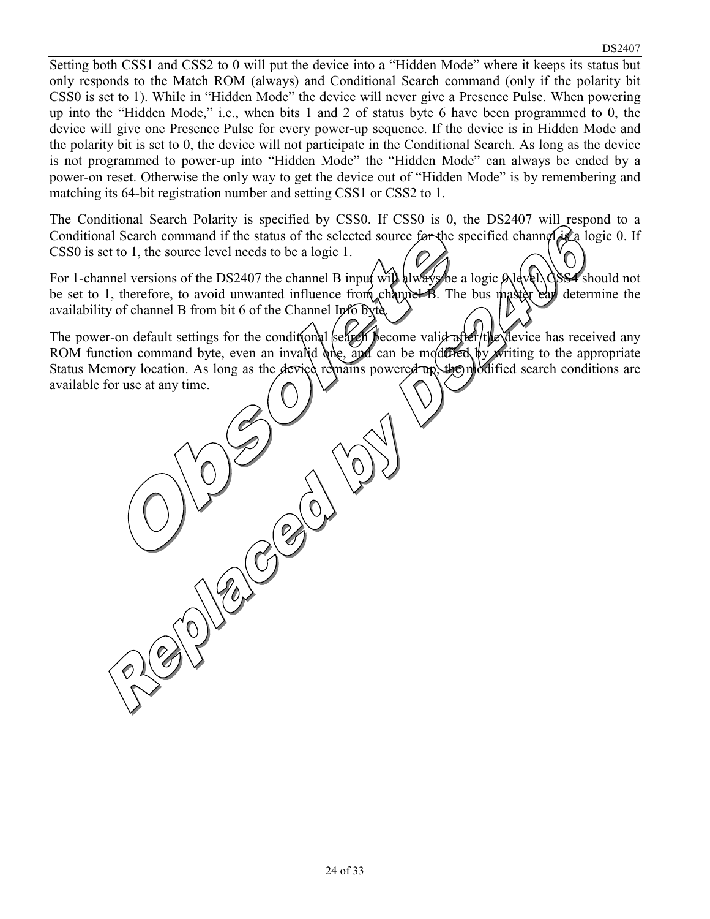Setting both CSS1 and CSS2 to 0 will put the device into a "Hidden Mode" where it keeps its status but only responds to the Match ROM (always) and Conditional Search command (only if the polarity bit CSS0 is set to 1). While in "Hidden Mode" the device will never give a Presence Pulse. When powering up into the "Hidden Mode," i.e., when bits 1 and 2 of status byte 6 have been programmed to 0, the device will give one Presence Pulse for every power-up sequence. If the device is in Hidden Mode and the polarity bit is set to 0, the device will not participate in the Conditional Search. As long as the device is not programmed to power-up into "Hidden Mode" the "Hidden Mode" can always be ended by a power-on reset. Otherwise the only way to get the device out of "Hidden Mode" is by remembering and matching its 64-bit registration number and setting CSS1 or CSS2 to 1.

The Conditional Search Polarity is specified by CSS0. If CSS0 is 0, the DS2407 will respond to a Conditional Search command if the status of the selected source for the specified channel is a logic 0. If CSS0 is set to 1, the source level needs to be a logic 1.

For 1-channel versions of the DS2407 the channel B input will always be a logic 0 level. CSS4 should not be set to 1, therefore, to avoid unwanted influence from channel B. The bus master can determine the availability of channel B from bit 6 of the Channel Info byte.

The power-on default settings for the conditional search become valid after the device has received any ROM function command byte, even an invalid one, and can be modified by writing to the appropriate Status Memory location. As long as the device remains powered up, the modified search conditions are available for use at any time.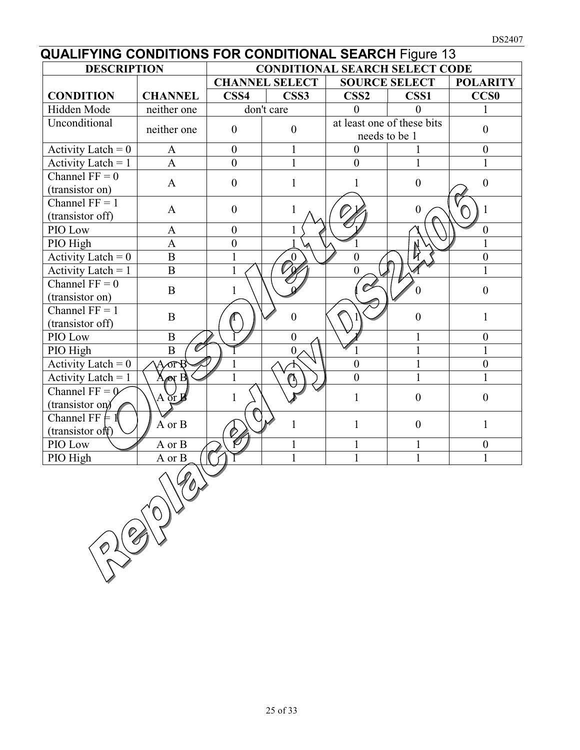## QUALIFYING CONDITIONS FOR CONDITIONAL SEARCH Figure 13

| DESCRIPTION | | CONDITIONAL SEARCH SELECT CODE | | | | |
|---|---|---|---|---|---|---|
| | | CHANNEL SELECT | | SOURCE SELECT | | POLARITY |
| **CONDITION** | **CHANNEL** | **CSS4** | **CSS3** | **CSS2** | **CSS1** | **CCS0** |
| Hidden Mode | neither one | don't care | | 0 | 0 | 1 |
| Unconditional | neither one | 0 | 0 | at least one of these bits needs to be 1 | | 0 |
| Activity Latch = 0 | A | 0 | 1 | 0 | 1 | 0 |
| Activity Latch = 1 | A | 0 | 1 | 0 | 1 | 1 |
| Channel FF = 0 (transistor on) | A | 0 | 1 | 1 | 0 | 0 |
| Channel FF = 1 (transistor off) | A | 0 | 1 | 1 | 0 | 1 |
| PIO Low | A | 0 | 1 | 1 | 1 | 0 |
| PIO High | A | 0 | 1 | 1 | 1 | 1 |
| Activity Latch = 0 | B | 1 | 0 | 0 | 1 | 0 |
| Activity Latch = 1 | B | 1 | 0 | 0 | 1 | 1 |
| Channel FF = 0 (transistor on) | B | 1 | 0 | 1 | 0 | 0 |
| Channel FF = 1 (transistor off) | B | 1 | 0 | 1 | 0 | 1 |
| PIO Low | B | 1 | 0 | 1 | 1 | 0 |
| PIO High | B | 1 | 0 | 1 | 1 | 1 |
| Activity Latch = 0 | A or B | 1 | 1 | 0 | 1 | 0 |
| Activity Latch = 1 | A or B | 1 | 1 | 0 | 1 | 1 |
| Channel FF = 0 (transistor on) | A or B | 1 | 1 | 1 | 0 | 0 |
| Channel FF = 1 (transistor off) | A or B | 1 | 1 | 1 | 0 | 1 |
| PIO Low | A or B | 1 | 1 | 1 | 1 | 0 |
| PIO High | A or B | 1 | 1 | 1 | 1 | 1 |

Obsolete Replaced by DS2406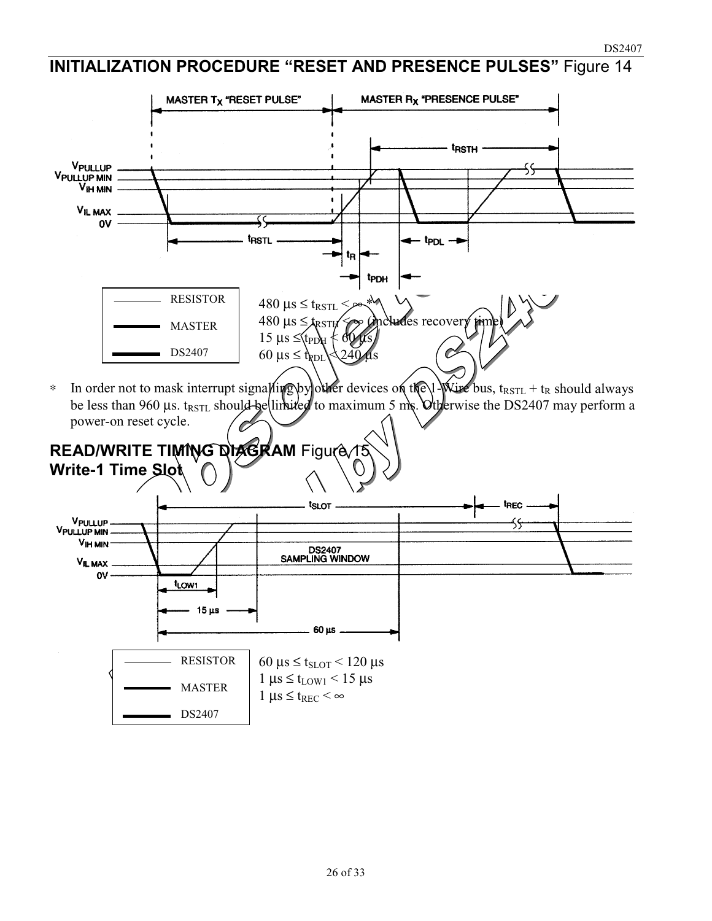## INITIALIZATION PROCEDURE "RESET AND PRESENCE PULSES" Figure 14

MASTER $T_X$ "RESET PULSE"

MASTER $R_X$ "PRESENCE PULSE"

$t_{RSTH}$

$V_{PULLUP}$
$V_{PULLUP\ MIN}$
$V_{IH\ MIN}$
$V_{IL\ MAX}$
0V

$t_{RSTL}$
$t_R$
$t_{PDL}$
$t_{PDH}$

RESISTOR
MASTER
DS2407

480 µs ≤ $t_{RSTL}$ < ∞ *
480 µs ≤ $t_{RSTH}$ < ∞ (includes recovery time)
15 µs ≤ $t_{PDH}$ < 60 µs
60 µs ≤ $t_{PDL}$ < 240 µs

* In order not to mask interrupt signalling by other devices on the 1-Wire bus, $t_{RSTL}$ + $t_R$ should always be less than 960 µs. $t_{RSTL}$ should be limited to maximum 5 ms. Otherwise the DS2407 may perform a power-on reset cycle.

## READ/WRITE TIMING DIAGRAM Figure 15
### Write-1 Time Slot

$t_{SLOT}$
$t_{REC}$

$V_{PULLUP}$
$V_{PULLUP\ MIN}$
$V_{IH\ MIN}$
$V_{IL\ MAX}$
0V

DS2407
SAMPLING WINDOW

$t_{LOW1}$
15 µs
60 µs

RESISTOR
MASTER
DS2407

60 µs ≤ $t_{SLOT}$ < 120 µs
1 µs ≤ $t_{LOW1}$ < 15 µs
1 µs ≤ $t_{REC}$ < ∞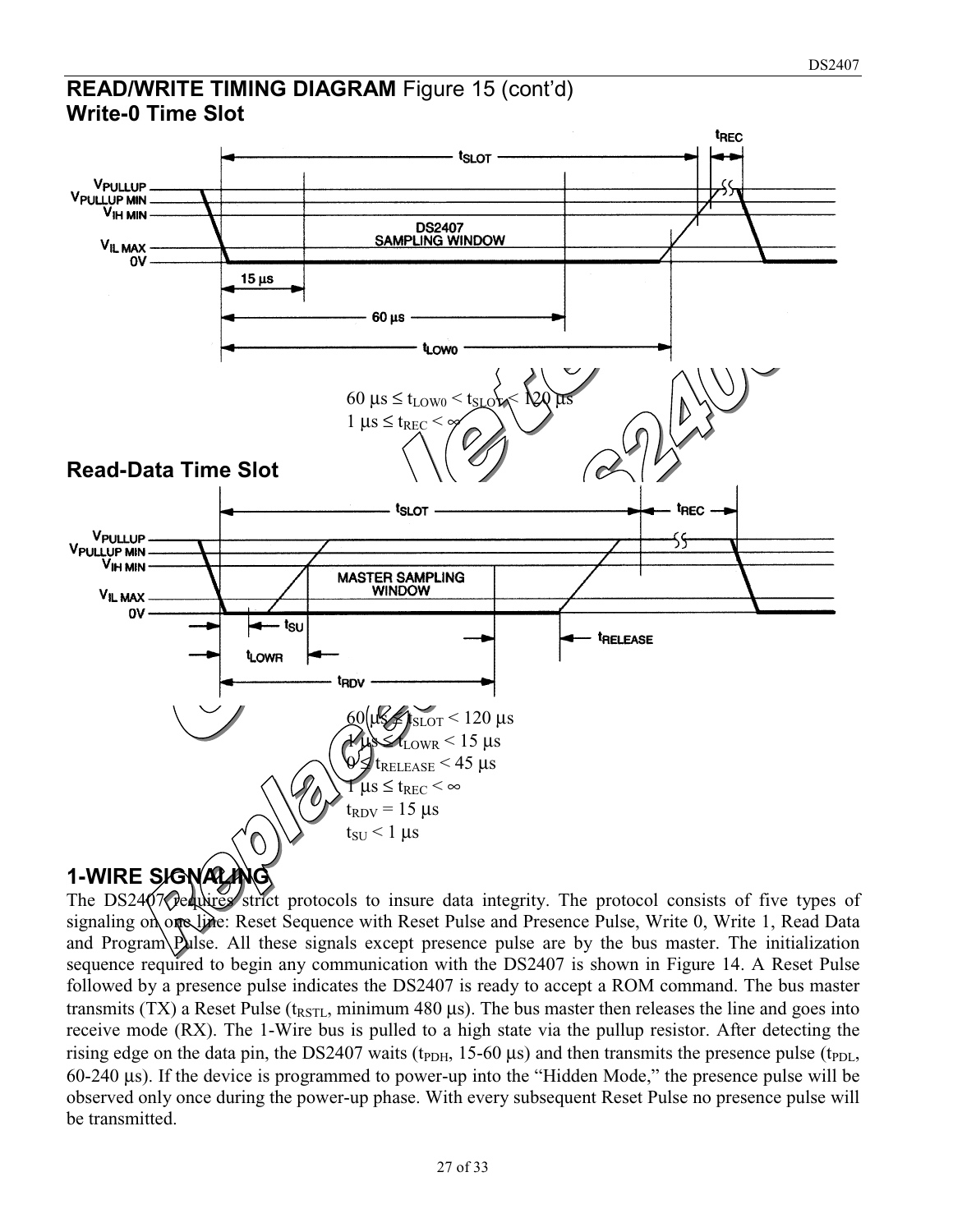## READ/WRITE TIMING DIAGRAM Figure 15 (cont'd)

### Write-0 Time Slot

$t_{SLOT}$

$t_{REC}$

$V_{PULLUP}$

$V_{PULLUP\ MIN}$

$V_{IH\ MIN}$

DS2407
SAMPLING WINDOW

$V_{IL\ MAX}$

0V

15 µs

60 µs

$t_{LOW0}$

$60\ \mu s \le t_{LOW0} < t_{SLOT} < 120\ \mu s$

$1\ \mu s \le t_{REC} < \infty$

### Read-Data Time Slot

$t_{SLOT}$

$t_{REC}$

$V_{PULLUP}$

$V_{PULLUP\ MIN}$

$V_{IH\ MIN}$

MASTER SAMPLING
WINDOW

$V_{IL\ MAX}$

0V

$t_{SU}$

$t_{LOWR}$

$t_{RELEASE}$

$t_{RDV}$

$60\ \mu s \le t_{SLOT} < 120\ \mu s$

$1\ \mu s \le t_{LOWR} < 15\ \mu s$

$0 \le t_{RELEASE} < 45\ \mu s$

$1\ \mu s \le t_{REC} < \infty$

$t_{RDV} = 15\ \mu s$

$t_{SU} < 1\ \mu s$

## 1-WIRE SIGNALING

The DS2407 requires strict protocols to insure data integrity. The protocol consists of five types of signaling on one line: Reset Sequence with Reset Pulse and Presence Pulse, Write 0, Write 1, Read Data and Program Pulse. All these signals except presence pulse are by the bus master. The initialization sequence required to begin any communication with the DS2407 is shown in Figure 14. A Reset Pulse followed by a presence pulse indicates the DS2407 is ready to accept a ROM command. The bus master transmits (TX) a Reset Pulse ($t_{RSTL}$, minimum 480 µs). The bus master then releases the line and goes into receive mode (RX). The 1-Wire bus is pulled to a high state via the pullup resistor. After detecting the rising edge on the data pin, the DS2407 waits ($t_{PDH}$, 15-60 µs) and then transmits the presence pulse ($t_{PDL}$, 60-240 µs). If the device is programmed to power-up into the "Hidden Mode," the presence pulse will be observed only once during the power-up phase. With every subsequent Reset Pulse no presence pulse will be transmitted.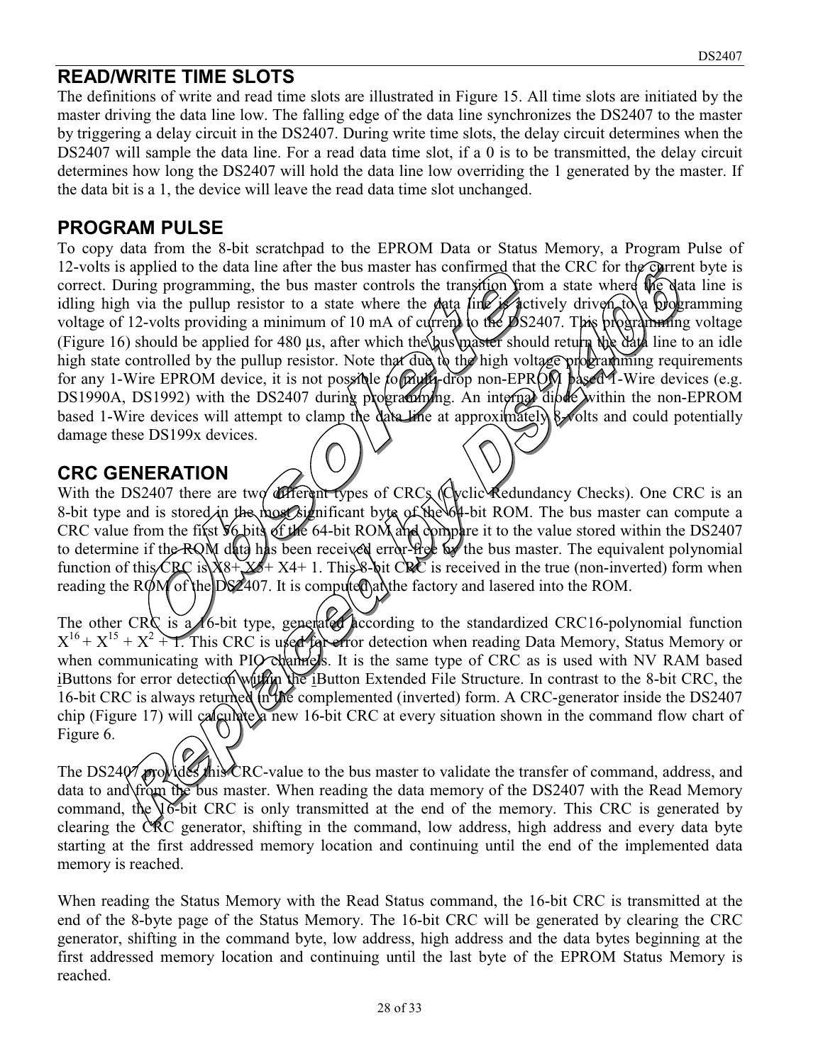## READ/WRITE TIME SLOTS

The definitions of write and read time slots are illustrated in Figure 15. All time slots are initiated by the master driving the data line low. The falling edge of the data line synchronizes the DS2407 to the master by triggering a delay circuit in the DS2407. During write time slots, the delay circuit determines when the DS2407 will sample the data line. For a read data time slot, if a 0 is to be transmitted, the delay circuit determines how long the DS2407 will hold the data line low overriding the 1 generated by the master. If the data bit is a 1, the device will leave the read data time slot unchanged.

## PROGRAM PULSE

To copy data from the 8-bit scratchpad to the EPROM Data or Status Memory, a Program Pulse of 12-volts is applied to the data line after the bus master has confirmed that the CRC for the current byte is correct. During programming, the bus master controls the transition from a state where the data line is idling high via the pullup resistor to a state where the data line is actively driven to a programming voltage of 12-volts providing a minimum of 10 mA of current to the DS2407. This programming voltage (Figure 16) should be applied for 480 µs, after which the bus master should return the data line to an idle high state controlled by the pullup resistor. Note that due to the high voltage programming requirements for any 1-Wire EPROM device, it is not possible to multi-drop non-EPROM based 1-Wire devices (e.g. DS1990A, DS1992) with the DS2407 during programming. An internal diode within the non-EPROM based 1-Wire devices will attempt to clamp the data line at approximately 8-volts and could potentially damage these DS199x devices.

## CRC GENERATION

With the DS2407 there are two different types of CRCs (Cyclic Redundancy Checks). One CRC is an 8-bit type and is stored in the most significant byte of the 64-bit ROM. The bus master can compute a CRC value from the first 56 bits of the 64-bit ROM and compare it to the value stored within the DS2407 to determine if the ROM data has been received error-free by the bus master. The equivalent polynomial function of this CRC is X8+ X5+ X4+ 1. This 8-bit CRC is received in the true (non-inverted) form when reading the ROM of the DS2407. It is computed at the factory and lasered into the ROM.

The other CRC is a 16-bit type, generated according to the standardized CRC16-polynomial function $X^{16} + X^{15} + X^{2} + 1$. This CRC is used for error detection when reading Data Memory, Status Memory or when communicating with PIO channels. It is the same type of CRC as is used with NV RAM based iButtons for error detection within the iButton Extended File Structure. In contrast to the 8-bit CRC, the 16-bit CRC is always returned in the complemented (inverted) form. A CRC-generator inside the DS2407 chip (Figure 17) will calculate a new 16-bit CRC at every situation shown in the command flow chart of Figure 6.

The DS2407 provides this CRC-value to the bus master to validate the transfer of command, address, and data to and from the bus master. When reading the data memory of the DS2407 with the Read Memory command, the 16-bit CRC is only transmitted at the end of the memory. This CRC is generated by clearing the CRC generator, shifting in the command, low address, high address and every data byte starting at the first addressed memory location and continuing until the end of the implemented data memory is reached.

When reading the Status Memory with the Read Status command, the 16-bit CRC is transmitted at the end of the 8-byte page of the Status Memory. The 16-bit CRC will be generated by clearing the CRC generator, shifting in the command byte, low address, high address and the data bytes beginning at the first addressed memory location and continuing until the last byte of the EPROM Status Memory is reached.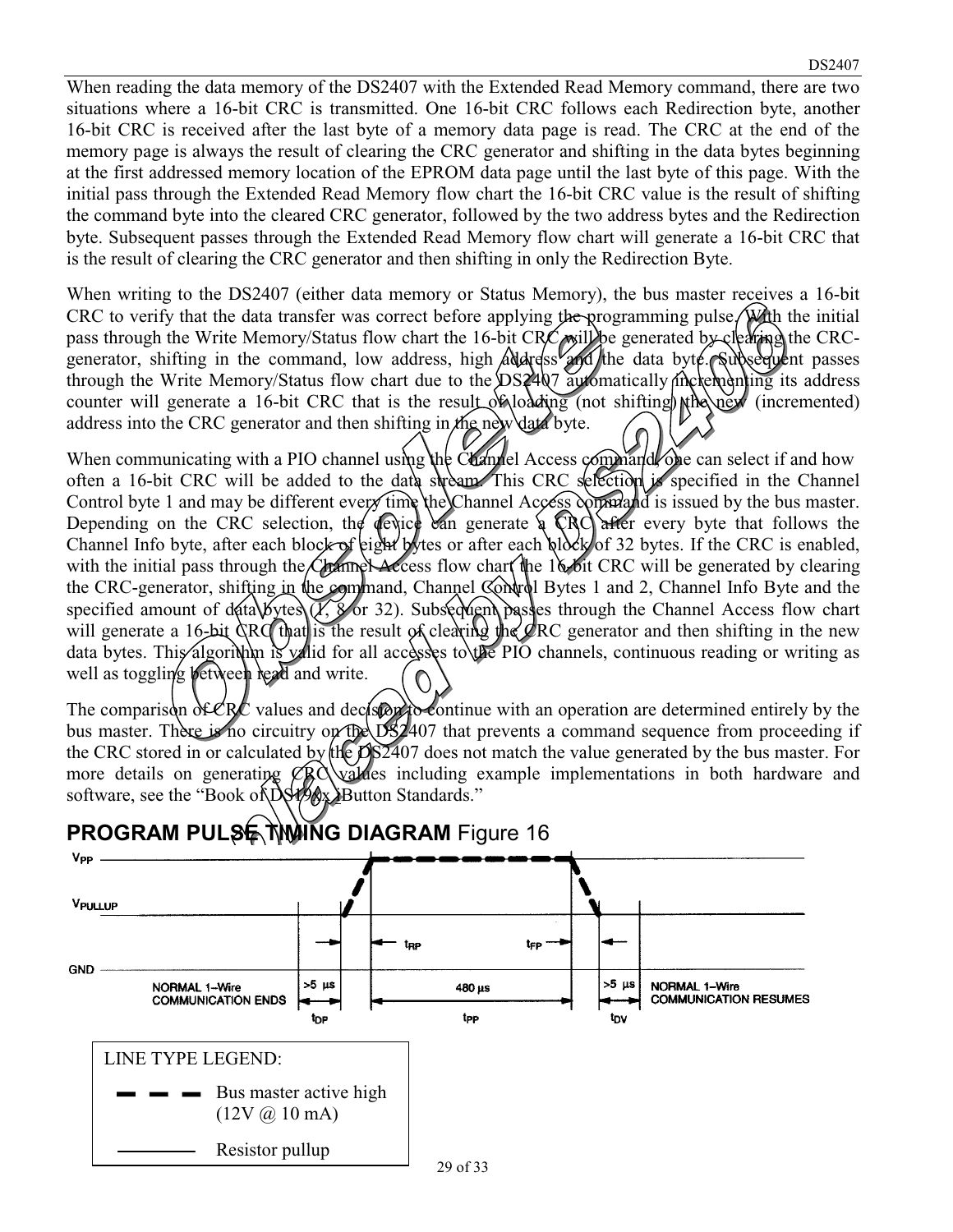When reading the data memory of the DS2407 with the Extended Read Memory command, there are two situations where a 16-bit CRC is transmitted. One 16-bit CRC follows each Redirection byte, another 16-bit CRC is received after the last byte of a memory data page is read. The CRC at the end of the memory page is always the result of clearing the CRC generator and shifting in the data bytes beginning at the first addressed memory location of the EPROM data page until the last byte of this page. With the initial pass through the Extended Read Memory flow chart the 16-bit CRC value is the result of shifting the command byte into the cleared CRC generator, followed by the two address bytes and the Redirection byte. Subsequent passes through the Extended Read Memory flow chart will generate a 16-bit CRC that is the result of clearing the CRC generator and then shifting in only the Redirection Byte.

When writing to the DS2407 (either data memory or Status Memory), the bus master receives a 16-bit CRC to verify that the data transfer was correct before applying the programming pulse. With the initial pass through the Write Memory/Status flow chart the 16-bit CRC will be generated by clearing the CRC-generator, shifting in the command, low address, high address and the data byte. Subsequent passes through the Write Memory/Status flow chart due to the DS2407 automatically incrementing its address counter will generate a 16-bit CRC that is the result of loading (not shifting) the new (incremented) address into the CRC generator and then shifting in the new data byte.

When communicating with a PIO channel using the Channel Access command, one can select if and how often a 16-bit CRC will be added to the data stream. This CRC selection is specified in the Channel Control byte 1 and may be different every time the Channel Access command is issued by the bus master. Depending on the CRC selection, the device can generate a CRC after every byte that follows the Channel Info byte, after each block of eight bytes or after each block of 32 bytes. If the CRC is enabled, with the initial pass through the Channel Access flow chart the 16-bit CRC will be generated by clearing the CRC-generator, shifting in the command, Channel Control Bytes 1 and 2, Channel Info Byte and the specified amount of data bytes (1, 8 or 32). Subsequent passes through the Channel Access flow chart will generate a 16-bit CRC that is the result of clearing the CRC generator and then shifting in the new data bytes. This algorithm is valid for all accesses to the PIO channels, continuous reading or writing as well as toggling between read and write.

The comparison of CRC values and decision to continue with an operation are determined entirely by the bus master. There is no circuitry on the DS2407 that prevents a command sequence from proceeding if the CRC stored in or calculated by the DS2407 does not match the value generated by the bus master. For more details on generating CRC values including example implementations in both hardware and software, see the "Book of DS19xx iButton Standards."

## PROGRAM PULSE TIMING DIAGRAM Figure 16

$V_{PP}$

$V_{PULLUP}$

GND

NORMAL 1-Wire COMMUNICATION ENDS

$t_{RP}$

$t_{FP}$

>5 µs

480 µs

>5 µs

NORMAL 1-Wire COMMUNICATION RESUMES

$t_{DP}$

$t_{PP}$

$t_{DV}$

LINE TYPE LEGEND:

Bus master active high (12V @ 10 mA)

Resistor pullup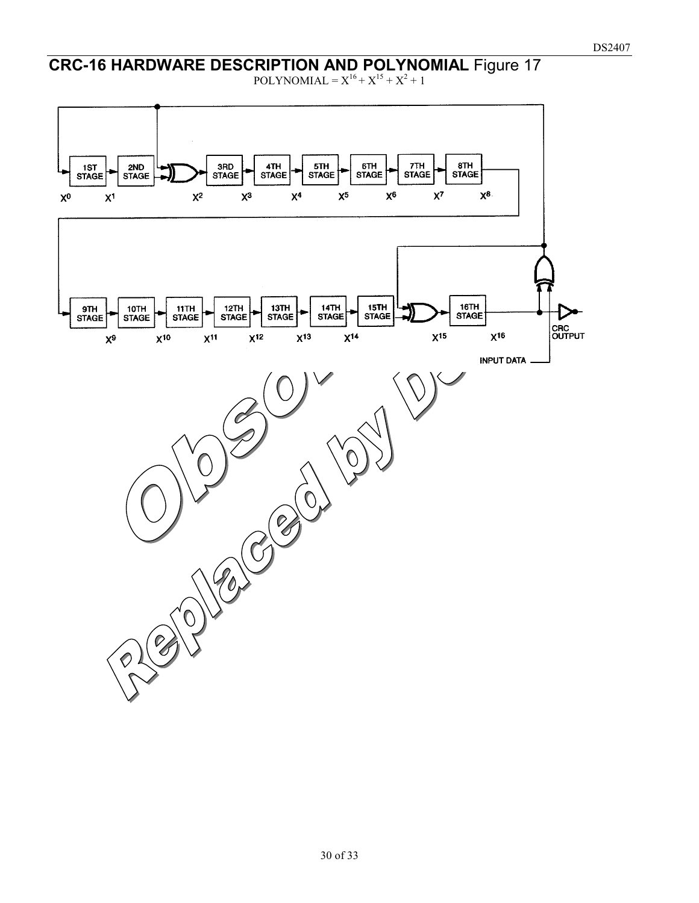## CRC-16 HARDWARE DESCRIPTION AND POLYNOMIAL Figure 17

POLYNOMIAL = $X^{16} + X^{15} + X^2 + 1$

1ST STAGE
2ND STAGE
3RD STAGE
4TH STAGE
5TH STAGE
6TH STAGE
7TH STAGE
8TH STAGE

$X^0$ $X^1$ $X^2$ $X^3$ $X^4$ $X^5$ $X^6$ $X^7$ $X^8$

9TH STAGE
10TH STAGE
11TH STAGE
12TH STAGE
13TH STAGE
14TH STAGE
15TH STAGE
16TH STAGE

$X^9$ $X^{10}$ $X^{11}$ $X^{12}$ $X^{13}$ $X^{14}$ $X^{15}$ $X^{16}$

CRC OUTPUT

INPUT DATA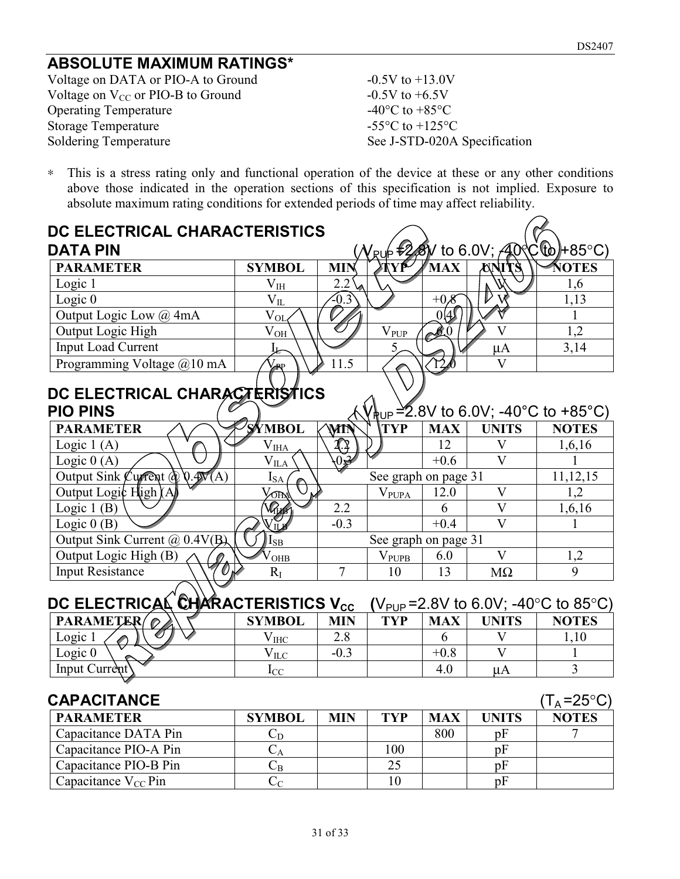## ABSOLUTE MAXIMUM RATINGS*

| | |
|---|---|
| Voltage on DATA or PIO-A to Ground | -0.5V to +13.0V |
| Voltage on $V_{CC}$ or PIO-B to Ground | -0.5V to +6.5V |
| Operating Temperature | -40°C to +85°C |
| Storage Temperature | -55°C to +125°C |
| Soldering Temperature | See J-STD-020A Specification |

* This is a stress rating only and functional operation of the device at these or any other conditions above those indicated in the operation sections of this specification is not implied. Exposure to absolute maximum rating conditions for extended periods of time may affect reliability.

Obsolete Replaced by DS2406

## DC ELECTRICAL CHARACTERISTICS DATA PIN

($V_{PUP}$=2.8V to 6.0V; -40°C to +85°C)

| PARAMETER | SYMBOL | MIN | TYP | MAX | UNITS | NOTES |
|---|---|---|---|---|---|---|
| Logic 1 | $V_{IH}$ | 2.2 | | | V | 1,6 |
| Logic 0 | $V_{IL}$ | -0.3 | | +0.8 | V | 1,13 |
| Output Logic Low @ 4mA | $V_{OL}$ | | | 0.4 | V | 1 |
| Output Logic High | $V_{OH}$ | | $V_{PUP}$ | 6.0 | V | 1,2 |
| Input Load Current | $I_L$ | | 5 | | μA | 3,14 |
| Programming Voltage @10 mA | $V_{PP}$ | 11.5 | | 12.0 | V | |

## DC ELECTRICAL CHARACTERISTICS PIO PINS

($V_{PUP}$=2.8V to 6.0V; -40°C to +85°C)

| PARAMETER | SYMBOL | MIN | TYP | MAX | UNITS | NOTES |
|---|---|---|---|---|---|---|
| Logic 1 (A) | $V_{IHA}$ | 2.2 | | 12 | V | 1,6,16 |
| Logic 0 (A) | $V_{ILA}$ | -0.3 | | +0.6 | V | 1 |
| Output Sink Current @ 0.4V(A) | $I_{SA}$ | See graph on page 31 | | | | 11,12,15 |
| Output Logic High (A) | $V_{OHA}$ | | $V_{PUPA}$ | 12.0 | V | 1,2 |
| Logic 1 (B) | $V_{IHB}$ | 2.2 | | 6 | V | 1,6,16 |
| Logic 0 (B) | $V_{ILB}$ | -0.3 | | +0.4 | V | 1 |
| Output Sink Current @ 0.4V(B) | $I_{SB}$ | See graph on page 31 | | | | |
| Output Logic High (B) | $V_{OHB}$ | | $V_{PUPB}$ | 6.0 | V | 1,2 |
| Input Resistance | $R_I$ | 7 | 10 | 13 | MΩ | 9 |

## DC ELECTRICAL CHARACTERISTICS $V_{CC}$

($V_{PUP}$=2.8V to 6.0V; -40°C to 85°C)

| PARAMETER | SYMBOL | MIN | TYP | MAX | UNITS | NOTES |
|---|---|---|---|---|---|---|
| Logic 1 | $V_{IHC}$ | 2.8 | | 6 | V | 1,10 |
| Logic 0 | $V_{ILC}$ | -0.3 | | +0.8 | V | 1 |
| Input Current | $I_{CC}$ | | | 4.0 | μA | 3 |

## CAPACITANCE

($T_A$=25°C)

| PARAMETER | SYMBOL | MIN | TYP | MAX | UNITS | NOTES |
|---|---|---|---|---|---|---|
| Capacitance DATA Pin | $C_D$ | | | 800 | pF | 7 |
| Capacitance PIO-A Pin | $C_A$ | | 100 | | pF | |
| Capacitance PIO-B Pin | $C_B$ | | 25 | | pF | |
| Capacitance $V_{CC}$ Pin | $C_C$ | | 10 | | pF | |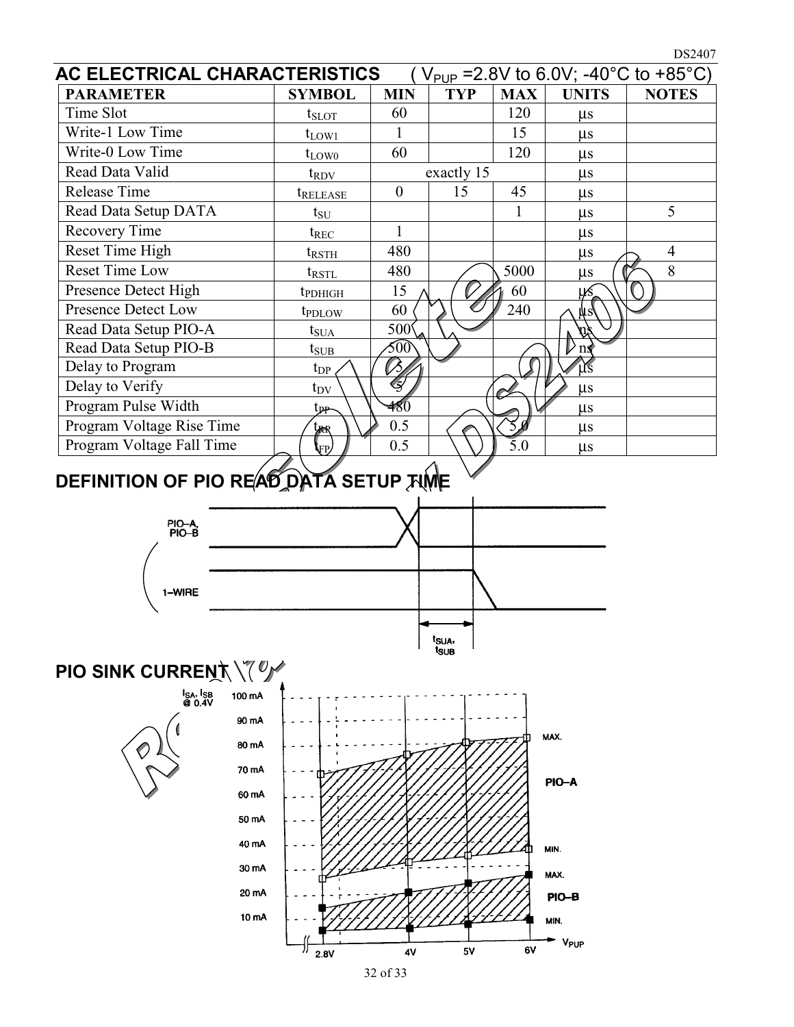## AC ELECTRICAL CHARACTERISTICS ( $V_{PUP}$ =2.8V to 6.0V; -40°C to +85°C)

| PARAMETER | SYMBOL | MIN | TYP | MAX | UNITS | NOTES |
|---|---|---|---|---|---|---|
| Time Slot | $t_{SLOT}$ | 60 | | 120 | µs | |
| Write-1 Low Time | $t_{LOW1}$ | 1 | | 15 | µs | |
| Write-0 Low Time | $t_{LOW0}$ | 60 | | 120 | µs | |
| Read Data Valid | $t_{RDV}$ | | exactly 15 | | µs | |
| Release Time | $t_{RELEASE}$ | 0 | 15 | 45 | µs | |
| Read Data Setup DATA | $t_{SU}$ | | | 1 | µs | 5 |
| Recovery Time | $t_{REC}$ | 1 | | | µs | |
| Reset Time High | $t_{RSTH}$ | 480 | | | µs | 4 |
| Reset Time Low | $t_{RSTL}$ | 480 | | 5000 | µs | 8 |
| Presence Detect High | $t_{PDHIGH}$ | 15 | | 60 | µs | |
| Presence Detect Low | $t_{PDLOW}$ | 60 | | 240 | µs | |
| Read Data Setup PIO-A | $t_{SUA}$ | 500 | | | ns | |
| Read Data Setup PIO-B | $t_{SUB}$ | 500 | | | ns | |
| Delay to Program | $t_{DP}$ | 5 | | | µs | |
| Delay to Verify | $t_{DV}$ | 5 | | | µs | |
| Program Pulse Width | $t_{PP}$ | 480 | | | µs | |
| Program Voltage Rise Time | $t_{RP}$ | 0.5 | | 5.0 | µs | |
| Program Voltage Fall Time | $t_{FP}$ | 0.5 | | 5.0 | µs | |

## DEFINITION OF PIO READ DATA SETUP TIME

PIO–A, PIO–B

1–WIRE

$t_{SUA}$, $t_{SUB}$

## PIO SINK CURRENT

$I_{SA}$, $I_{SB}$ @ 0.4V

100 mA
90 mA
80 mA
70 mA
60 mA
50 mA
40 mA
30 mA
20 mA
10 mA

MAX.
PIO–A
MIN.
MAX.
PIO–B
MIN.

2.8V 4V 5V 6V $V_{PUP}$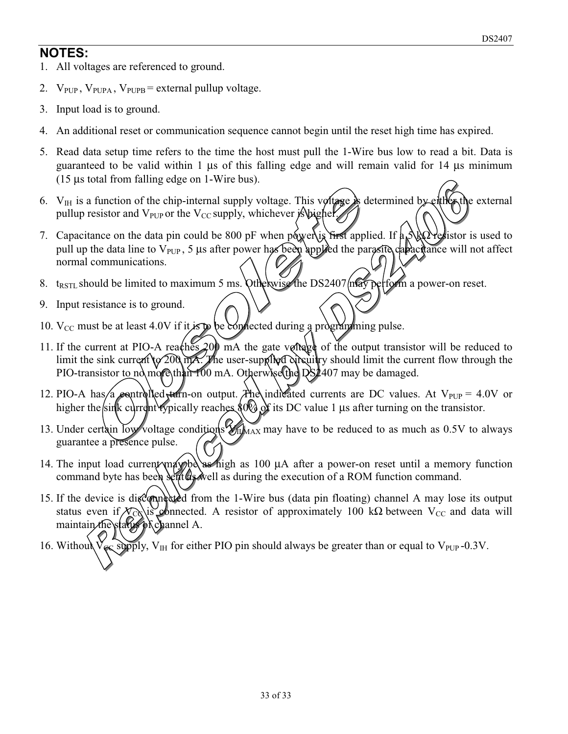## NOTES:

1. All voltages are referenced to ground.
2. $V_{PUP}$, $V_{PUPA}$, $V_{PUPB}$ = external pullup voltage.
3. Input load is to ground.
4. An additional reset or communication sequence cannot begin until the reset high time has expired.
5. Read data setup time refers to the time the host must pull the 1-Wire bus low to read a bit. Data is guaranteed to be valid within 1 µs of this falling edge and will remain valid for 14 µs minimum (15 µs total from falling edge on 1-Wire bus).
6. $V_{IH}$ is a function of the chip-internal supply voltage. This voltage is determined by either the external pullup resistor and $V_{PUP}$ or the $V_{CC}$ supply, whichever is higher.
7. Capacitance on the data pin could be 800 pF when power is first applied. If a 5 kΩ resistor is used to pull up the data line to $V_{PUP}$, 5 µs after power has been applied the parasite capacitance will not affect normal communications.
8. $t_{RSTL}$ should be limited to maximum 5 ms. Otherwise the DS2407 may perform a power-on reset.
9. Input resistance is to ground.
10. $V_{CC}$ must be at least 4.0V if it is to be connected during a programming pulse.
11. If the current at PIO-A reaches 200 mA the gate voltage of the output transistor will be reduced to limit the sink current to 200 mA. The user-supplied circuitry should limit the current flow through the PIO-transistor to no more than 100 mA. Otherwise the DS2407 may be damaged.
12. PIO-A has a controlled turn-on output. The indicated currents are DC values. At $V_{PUP}$ = 4.0V or higher the sink current typically reaches 80% of its DC value 1 µs after turning on the transistor.
13. Under certain low voltage conditions $V_{ILMAX}$ may have to be reduced to as much as 0.5V to always guarantee a presence pulse.
14. The input load current may be as high as 100 µA after a power-on reset until a memory function command byte has been sent as well as during the execution of a ROM function command.
15. If the device is disconnected from the 1-Wire bus (data pin floating) channel A may lose its output status even if $V_{CC}$ is connected. A resistor of approximately 100 kΩ between $V_{CC}$ and data will maintain the status of channel A.
16. Without $V_{CC}$ supply, $V_{IH}$ for either PIO pin should always be greater than or equal to $V_{PUP}$ -0.3V.